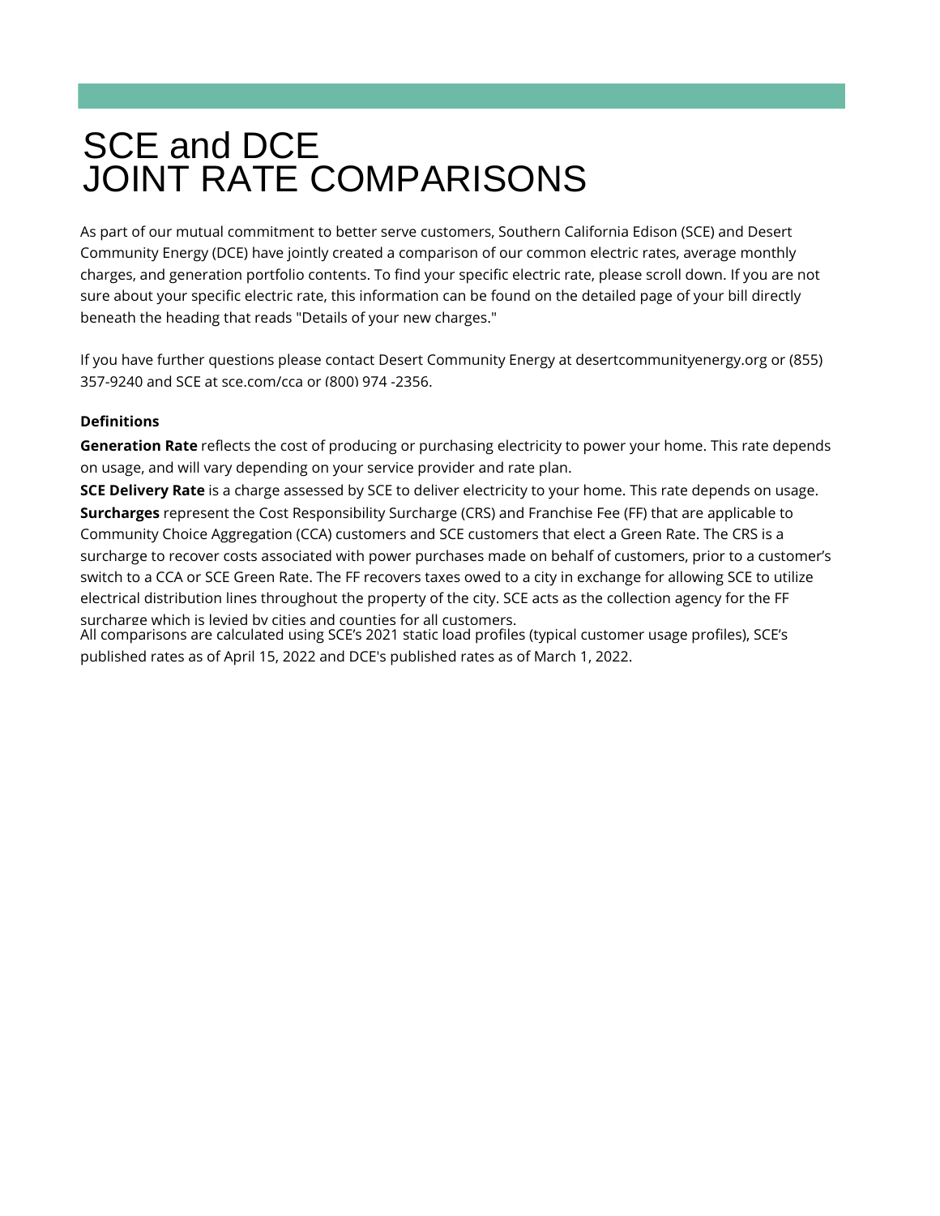# SCE and DCE JOINT RATE COMPARISONS

As part of our mutual commitment to better serve customers, Southern California Edison (SCE) and Desert Community Energy (DCE) have jointly created a comparison of our common electric rates, average monthly charges, and generation portfolio contents. To find your specific electric rate, please scroll down. If you are not sure about your specific electric rate, this information can be found on the detailed page of your bill directly beneath the heading that reads "Details of your new charges."

If you have further questions please contact Desert Community Energy at desertcommunityenergy.org or (855) 357-9240 and SCE at sce.com/cca or (800) 974 -2356.

**Definitions**

**Generation Rate** reflects the cost of producing or purchasing electricity to power your home. This rate depends on usage, and will vary depending on your service provider and rate plan.

**SCE Delivery Rate** is a charge assessed by SCE to deliver electricity to your home. This rate depends on usage.

**Surcharges** represent the Cost Responsibility Surcharge (CRS) and Franchise Fee (FF) that are applicable to Community Choice Aggregation (CCA) customers and SCE customers that elect a Green Rate. The CRS is a surcharge to recover costs associated with power purchases made on behalf of customers, prior to a customer's switch to a CCA or SCE Green Rate. The FF recovers taxes owed to a city in exchange for allowing SCE to utilize electrical distribution lines throughout the property of the city. SCE acts as the collection agency for the FF surcharge which is levied by cities and counties for all customers.

All comparisons are calculated using SCE's 2021 static load profiles (typical customer usage profiles), SCE's published rates as of April 15, 2022 and DCE's published rates as of March 1, 2022.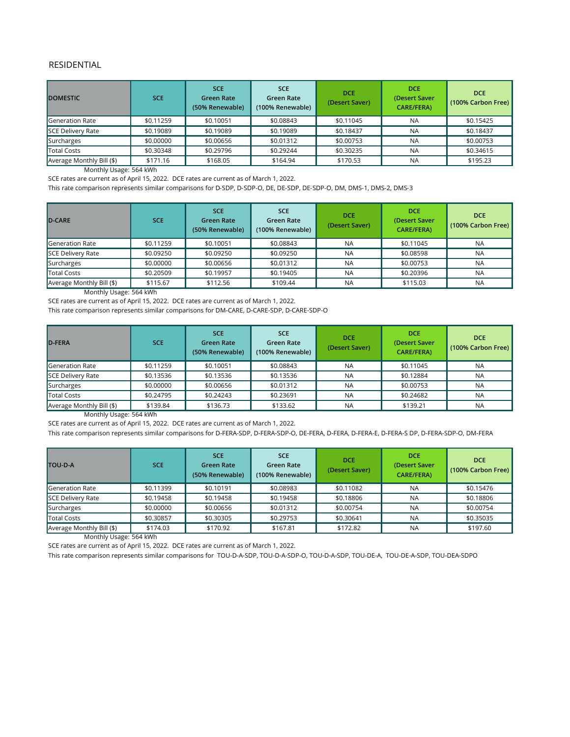## RESIDENTIAL

| DOMESTIC | SCE | SCE Green Rate (50% Renewable) | SCE Green Rate (100% Renewable) | DCE (Desert Saver) | DCE (Desert Saver CARE/FERA) | DCE (100% Carbon Free) |
|---|---|---|---|---|---|---|
| Generation Rate | $0.11259 | $0.10051 | $0.08843 | $0.11045 | NA | $0.15425 |
| SCE Delivery Rate | $0.19089 | $0.19089 | $0.19089 | $0.18437 | NA | $0.18437 |
| Surcharges | $0.00000 | $0.00656 | $0.01312 | $0.00753 | NA | $0.00753 |
| Total Costs | $0.30348 | $0.29796 | $0.29244 | $0.30235 | NA | $0.34615 |
| Average Monthly Bill ($) | $171.16 | $168.05 | $164.94 | $170.53 | NA | $195.23 |

Monthly Usage: 564 kWh

SCE rates are current as of April 15, 2022. DCE rates are current as of March 1, 2022.

This rate comparison represents similar comparisons for D-SDP, D-SDP-O, DE, DE-SDP, DE-SDP-O, DM, DMS-1, DMS-2, DMS-3

| D-CARE | SCE | SCE Green Rate (50% Renewable) | SCE Green Rate (100% Renewable) | DCE (Desert Saver) | DCE (Desert Saver CARE/FERA) | DCE (100% Carbon Free) |
|---|---|---|---|---|---|---|
| Generation Rate | $0.11259 | $0.10051 | $0.08843 | NA | $0.11045 | NA |
| SCE Delivery Rate | $0.09250 | $0.09250 | $0.09250 | NA | $0.08598 | NA |
| Surcharges | $0.00000 | $0.00656 | $0.01312 | NA | $0.00753 | NA |
| Total Costs | $0.20509 | $0.19957 | $0.19405 | NA | $0.20396 | NA |
| Average Monthly Bill ($) | $115.67 | $112.56 | $109.44 | NA | $115.03 | NA |

Monthly Usage: 564 kWh

SCE rates are current as of April 15, 2022. DCE rates are current as of March 1, 2022.

This rate comparison represents similar comparisons for DM-CARE, D-CARE-SDP, D-CARE-SDP-O

| D-FERA | SCE | SCE Green Rate (50% Renewable) | SCE Green Rate (100% Renewable) | DCE (Desert Saver) | DCE (Desert Saver CARE/FERA) | DCE (100% Carbon Free) |
|---|---|---|---|---|---|---|
| Generation Rate | $0.11259 | $0.10051 | $0.08843 | NA | $0.11045 | NA |
| SCE Delivery Rate | $0.13536 | $0.13536 | $0.13536 | NA | $0.12884 | NA |
| Surcharges | $0.00000 | $0.00656 | $0.01312 | NA | $0.00753 | NA |
| Total Costs | $0.24795 | $0.24243 | $0.23691 | NA | $0.24682 | NA |
| Average Monthly Bill ($) | $139.84 | $136.73 | $133.62 | NA | $139.21 | NA |

Monthly Usage: 564 kWh

SCE rates are current as of April 15, 2022. DCE rates are current as of March 1, 2022.

This rate comparison represents similar comparisons for D-FERA-SDP, D-FERA-SDP-O, DE-FERA, D-FERA, D-FERA-E, D-FERA-S DP, D-FERA-SDP-O, DM-FERA

| TOU-D-A | SCE | SCE Green Rate (50% Renewable) | SCE Green Rate (100% Renewable) | DCE (Desert Saver) | DCE (Desert Saver CARE/FERA) | DCE (100% Carbon Free) |
|---|---|---|---|---|---|---|
| Generation Rate | $0.11399 | $0.10191 | $0.08983 | $0.11082 | NA | $0.15476 |
| SCE Delivery Rate | $0.19458 | $0.19458 | $0.19458 | $0.18806 | NA | $0.18806 |
| Surcharges | $0.00000 | $0.00656 | $0.01312 | $0.00754 | NA | $0.00754 |
| Total Costs | $0.30857 | $0.30305 | $0.29753 | $0.30641 | NA | $0.35035 |
| Average Monthly Bill ($) | $174.03 | $170.92 | $167.81 | $172.82 | NA | $197.60 |

Monthly Usage: 564 kWh

SCE rates are current as of April 15, 2022. DCE rates are current as of March 1, 2022.

This rate comparison represents similar comparisons for TOU-D-A-SDP, TOU-D-A-SDP-O, TOU-D-A-SDP, TOU-DE-A, TOU-DE-A-SDP, TOU-DEA-SDPO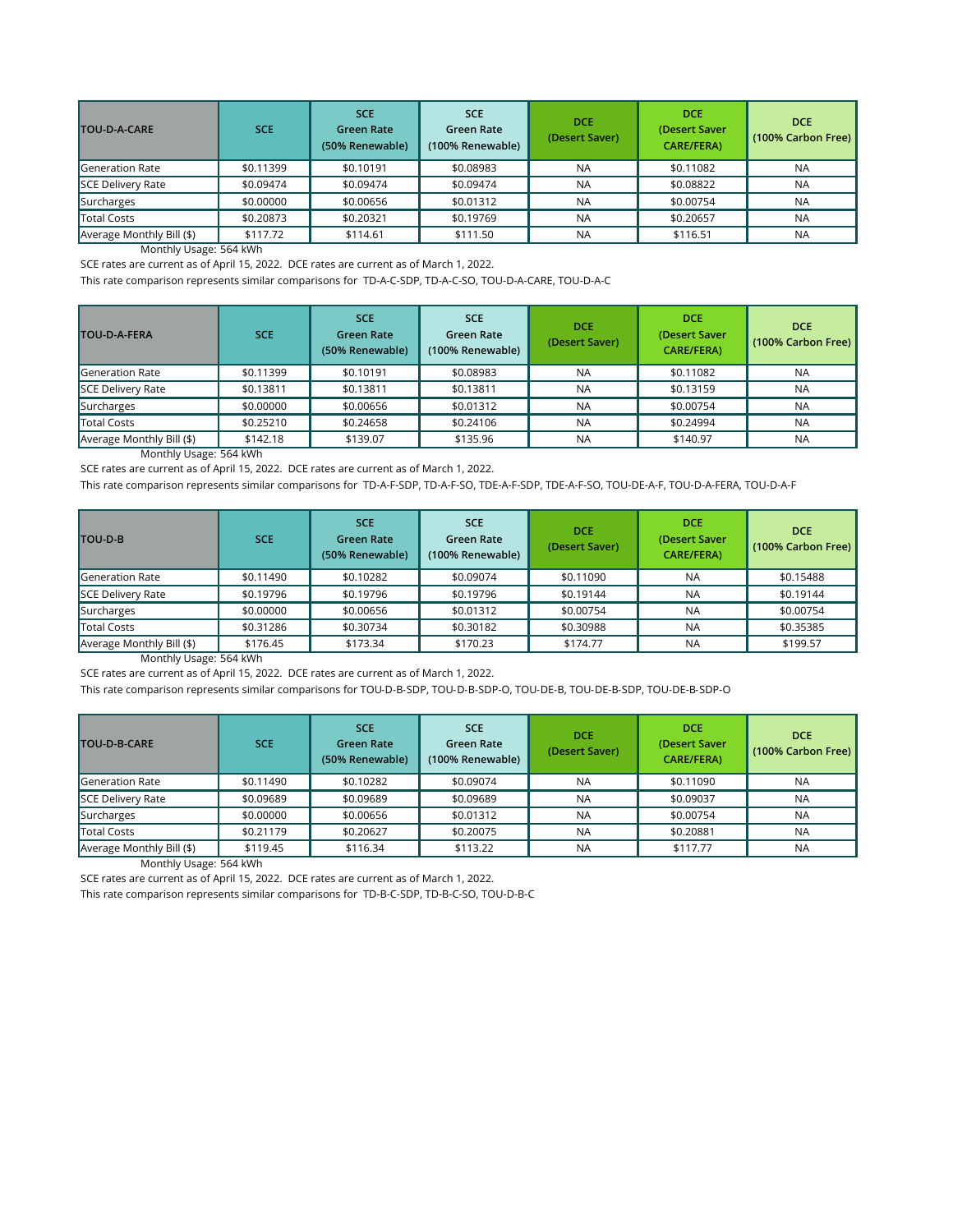| TOU-D-A-CARE | SCE | SCE Green Rate (50% Renewable) | SCE Green Rate (100% Renewable) | DCE (Desert Saver) | DCE (Desert Saver CARE/FERA) | DCE (100% Carbon Free) |
|---|---|---|---|---|---|---|
| Generation Rate | $0.11399 | $0.10191 | $0.08983 | NA | $0.11082 | NA |
| SCE Delivery Rate | $0.09474 | $0.09474 | $0.09474 | NA | $0.08822 | NA |
| Surcharges | $0.00000 | $0.00656 | $0.01312 | NA | $0.00754 | NA |
| Total Costs | $0.20873 | $0.20321 | $0.19769 | NA | $0.20657 | NA |
| Average Monthly Bill ($) | $117.72 | $114.61 | $111.50 | NA | $116.51 | NA |

Monthly Usage: 564 kWh

SCE rates are current as of April 15, 2022. DCE rates are current as of March 1, 2022.

This rate comparison represents similar comparisons for TD-A-C-SDP, TD-A-C-SO, TOU-D-A-CARE, TOU-D-A-C

| TOU-D-A-FERA | SCE | SCE Green Rate (50% Renewable) | SCE Green Rate (100% Renewable) | DCE (Desert Saver) | DCE (Desert Saver CARE/FERA) | DCE (100% Carbon Free) |
|---|---|---|---|---|---|---|
| Generation Rate | $0.11399 | $0.10191 | $0.08983 | NA | $0.11082 | NA |
| SCE Delivery Rate | $0.13811 | $0.13811 | $0.13811 | NA | $0.13159 | NA |
| Surcharges | $0.00000 | $0.00656 | $0.01312 | NA | $0.00754 | NA |
| Total Costs | $0.25210 | $0.24658 | $0.24106 | NA | $0.24994 | NA |
| Average Monthly Bill ($) | $142.18 | $139.07 | $135.96 | NA | $140.97 | NA |

Monthly Usage: 564 kWh

SCE rates are current as of April 15, 2022. DCE rates are current as of March 1, 2022.

This rate comparison represents similar comparisons for TD-A-F-SDP, TD-A-F-SO, TDE-A-F-SDP, TDE-A-F-SO, TOU-DE-A-F, TOU-D-A-FERA, TOU-D-A-F

| TOU-D-B | SCE | SCE Green Rate (50% Renewable) | SCE Green Rate (100% Renewable) | DCE (Desert Saver) | DCE (Desert Saver CARE/FERA) | DCE (100% Carbon Free) |
|---|---|---|---|---|---|---|
| Generation Rate | $0.11490 | $0.10282 | $0.09074 | $0.11090 | NA | $0.15488 |
| SCE Delivery Rate | $0.19796 | $0.19796 | $0.19796 | $0.19144 | NA | $0.19144 |
| Surcharges | $0.00000 | $0.00656 | $0.01312 | $0.00754 | NA | $0.00754 |
| Total Costs | $0.31286 | $0.30734 | $0.30182 | $0.30988 | NA | $0.35385 |
| Average Monthly Bill ($) | $176.45 | $173.34 | $170.23 | $174.77 | NA | $199.57 |

Monthly Usage: 564 kWh

SCE rates are current as of April 15, 2022. DCE rates are current as of March 1, 2022.

This rate comparison represents similar comparisons for TOU-D-B-SDP, TOU-D-B-SDP-O, TOU-DE-B, TOU-DE-B-SDP, TOU-DE-B-SDP-O

| TOU-D-B-CARE | SCE | SCE Green Rate (50% Renewable) | SCE Green Rate (100% Renewable) | DCE (Desert Saver) | DCE (Desert Saver CARE/FERA) | DCE (100% Carbon Free) |
|---|---|---|---|---|---|---|
| Generation Rate | $0.11490 | $0.10282 | $0.09074 | NA | $0.11090 | NA |
| SCE Delivery Rate | $0.09689 | $0.09689 | $0.09689 | NA | $0.09037 | NA |
| Surcharges | $0.00000 | $0.00656 | $0.01312 | NA | $0.00754 | NA |
| Total Costs | $0.21179 | $0.20627 | $0.20075 | NA | $0.20881 | NA |
| Average Monthly Bill ($) | $119.45 | $116.34 | $113.22 | NA | $117.77 | NA |

Monthly Usage: 564 kWh

SCE rates are current as of April 15, 2022. DCE rates are current as of March 1, 2022.

This rate comparison represents similar comparisons for TD-B-C-SDP, TD-B-C-SO, TOU-D-B-C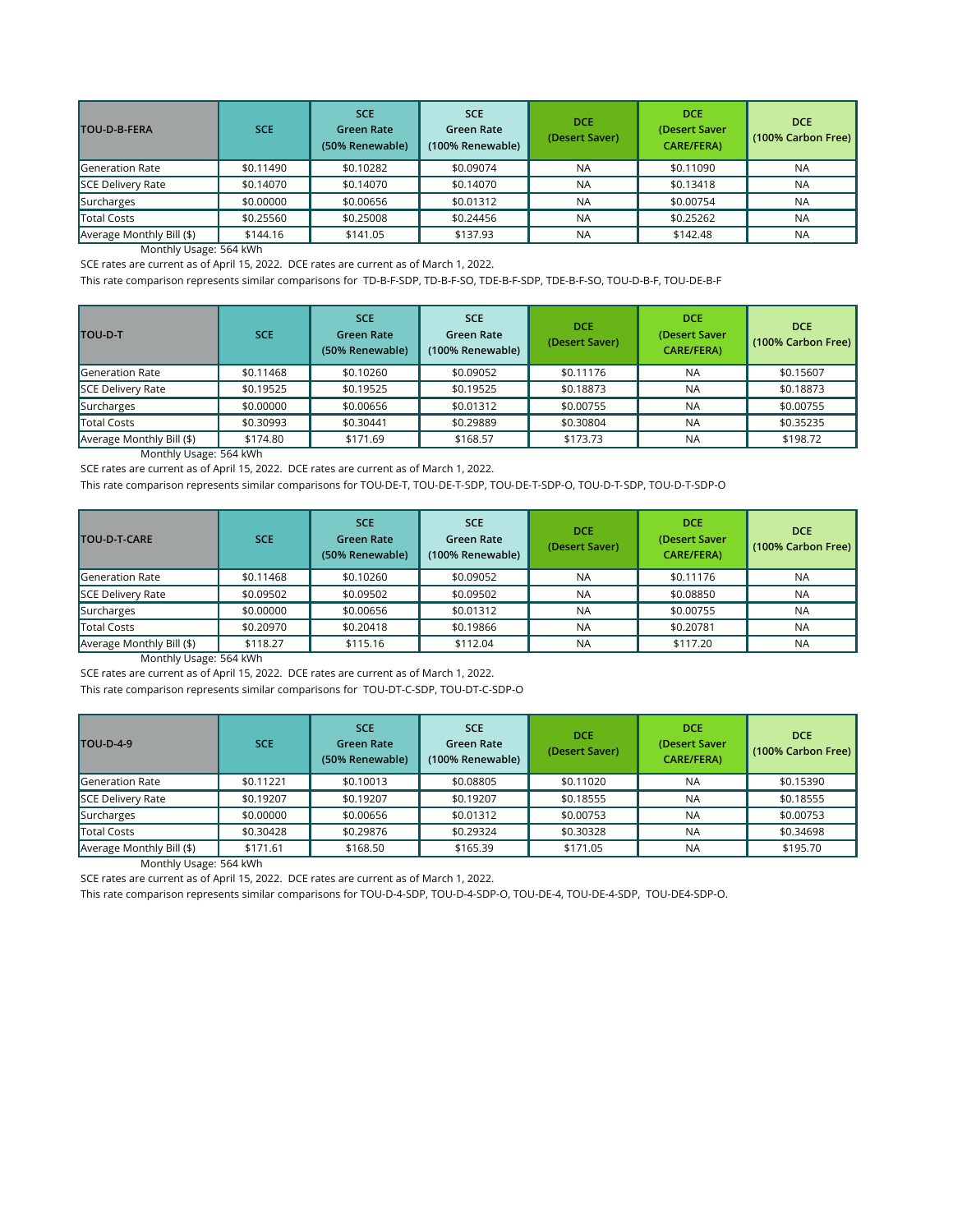| TOU-D-B-FERA | SCE | SCE Green Rate (50% Renewable) | SCE Green Rate (100% Renewable) | DCE (Desert Saver) | DCE (Desert Saver CARE/FERA) | DCE (100% Carbon Free) |
|---|---|---|---|---|---|---|
| Generation Rate | $0.11490 | $0.10282 | $0.09074 | NA | $0.11090 | NA |
| SCE Delivery Rate | $0.14070 | $0.14070 | $0.14070 | NA | $0.13418 | NA |
| Surcharges | $0.00000 | $0.00656 | $0.01312 | NA | $0.00754 | NA |
| Total Costs | $0.25560 | $0.25008 | $0.24456 | NA | $0.25262 | NA |
| Average Monthly Bill ($) | $144.16 | $141.05 | $137.93 | NA | $142.48 | NA |

Monthly Usage: 564 kWh

SCE rates are current as of April 15, 2022. DCE rates are current as of March 1, 2022.

This rate comparison represents similar comparisons for TD-B-F-SDP, TD-B-F-SO, TDE-B-F-SDP, TDE-B-F-SO, TOU-D-B-F, TOU-DE-B-F

| TOU-D-T | SCE | SCE Green Rate (50% Renewable) | SCE Green Rate (100% Renewable) | DCE (Desert Saver) | DCE (Desert Saver CARE/FERA) | DCE (100% Carbon Free) |
|---|---|---|---|---|---|---|
| Generation Rate | $0.11468 | $0.10260 | $0.09052 | $0.11176 | NA | $0.15607 |
| SCE Delivery Rate | $0.19525 | $0.19525 | $0.19525 | $0.18873 | NA | $0.18873 |
| Surcharges | $0.00000 | $0.00656 | $0.01312 | $0.00755 | NA | $0.00755 |
| Total Costs | $0.30993 | $0.30441 | $0.29889 | $0.30804 | NA | $0.35235 |
| Average Monthly Bill ($) | $174.80 | $171.69 | $168.57 | $173.73 | NA | $198.72 |

Monthly Usage: 564 kWh

SCE rates are current as of April 15, 2022. DCE rates are current as of March 1, 2022.

This rate comparison represents similar comparisons for TOU-DE-T, TOU-DE-T-SDP, TOU-DE-T-SDP-O, TOU-D-T-SDP, TOU-D-T-SDP-O

| TOU-D-T-CARE | SCE | SCE Green Rate (50% Renewable) | SCE Green Rate (100% Renewable) | DCE (Desert Saver) | DCE (Desert Saver CARE/FERA) | DCE (100% Carbon Free) |
|---|---|---|---|---|---|---|
| Generation Rate | $0.11468 | $0.10260 | $0.09052 | NA | $0.11176 | NA |
| SCE Delivery Rate | $0.09502 | $0.09502 | $0.09502 | NA | $0.08850 | NA |
| Surcharges | $0.00000 | $0.00656 | $0.01312 | NA | $0.00755 | NA |
| Total Costs | $0.20970 | $0.20418 | $0.19866 | NA | $0.20781 | NA |
| Average Monthly Bill ($) | $118.27 | $115.16 | $112.04 | NA | $117.20 | NA |

Monthly Usage: 564 kWh

SCE rates are current as of April 15, 2022. DCE rates are current as of March 1, 2022.

This rate comparison represents similar comparisons for TOU-DT-C-SDP, TOU-DT-C-SDP-O

| TOU-D-4-9 | SCE | SCE Green Rate (50% Renewable) | SCE Green Rate (100% Renewable) | DCE (Desert Saver) | DCE (Desert Saver CARE/FERA) | DCE (100% Carbon Free) |
|---|---|---|---|---|---|---|
| Generation Rate | $0.11221 | $0.10013 | $0.08805 | $0.11020 | NA | $0.15390 |
| SCE Delivery Rate | $0.19207 | $0.19207 | $0.19207 | $0.18555 | NA | $0.18555 |
| Surcharges | $0.00000 | $0.00656 | $0.01312 | $0.00753 | NA | $0.00753 |
| Total Costs | $0.30428 | $0.29876 | $0.29324 | $0.30328 | NA | $0.34698 |
| Average Monthly Bill ($) | $171.61 | $168.50 | $165.39 | $171.05 | NA | $195.70 |

Monthly Usage: 564 kWh

SCE rates are current as of April 15, 2022. DCE rates are current as of March 1, 2022.

This rate comparison represents similar comparisons for TOU-D-4-SDP, TOU-D-4-SDP-O, TOU-DE-4, TOU-DE-4-SDP, TOU-DE4-SDP-O.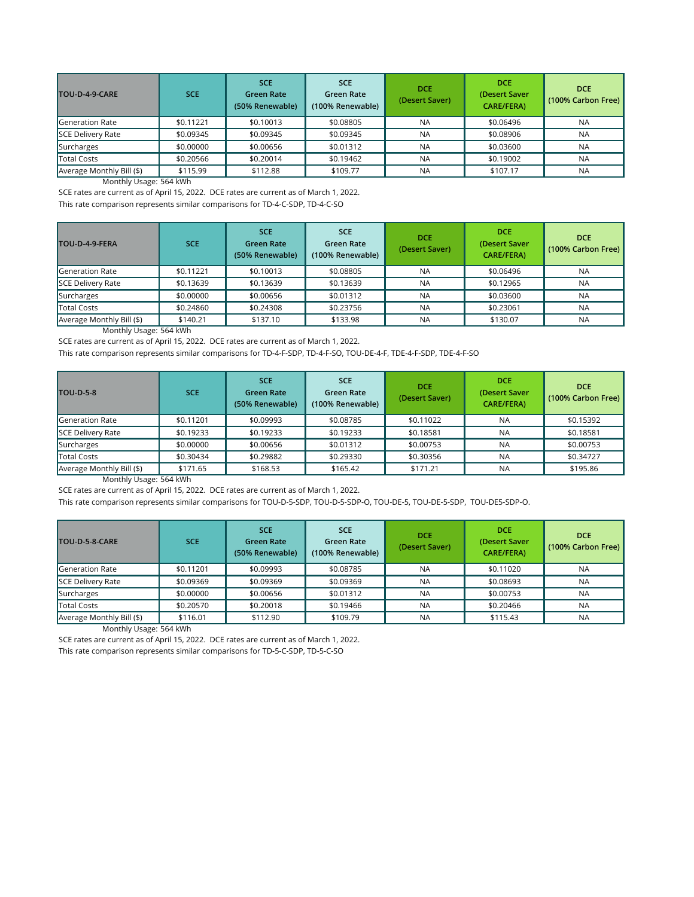| TOU-D-4-9-CARE | SCE | SCE Green Rate (50% Renewable) | SCE Green Rate (100% Renewable) | DCE (Desert Saver) | DCE (Desert Saver CARE/FERA) | DCE (100% Carbon Free) |
|---|---|---|---|---|---|---|
| Generation Rate | $0.11221 | $0.10013 | $0.08805 | NA | $0.06496 | NA |
| SCE Delivery Rate | $0.09345 | $0.09345 | $0.09345 | NA | $0.08906 | NA |
| Surcharges | $0.00000 | $0.00656 | $0.01312 | NA | $0.03600 | NA |
| Total Costs | $0.20566 | $0.20014 | $0.19462 | NA | $0.19002 | NA |
| Average Monthly Bill ($) | $115.99 | $112.88 | $109.77 | NA | $107.17 | NA |

Monthly Usage: 564 kWh

SCE rates are current as of April 15, 2022. DCE rates are current as of March 1, 2022.

This rate comparison represents similar comparisons for TD-4-C-SDP, TD-4-C-SO

| TOU-D-4-9-FERA | SCE | SCE Green Rate (50% Renewable) | SCE Green Rate (100% Renewable) | DCE (Desert Saver) | DCE (Desert Saver CARE/FERA) | DCE (100% Carbon Free) |
|---|---|---|---|---|---|---|
| Generation Rate | $0.11221 | $0.10013 | $0.08805 | NA | $0.06496 | NA |
| SCE Delivery Rate | $0.13639 | $0.13639 | $0.13639 | NA | $0.12965 | NA |
| Surcharges | $0.00000 | $0.00656 | $0.01312 | NA | $0.03600 | NA |
| Total Costs | $0.24860 | $0.24308 | $0.23756 | NA | $0.23061 | NA |
| Average Monthly Bill ($) | $140.21 | $137.10 | $133.98 | NA | $130.07 | NA |

Monthly Usage: 564 kWh

SCE rates are current as of April 15, 2022. DCE rates are current as of March 1, 2022.

This rate comparison represents similar comparisons for TD-4-F-SDP, TD-4-F-SO, TOU-DE-4-F, TDE-4-F-SDP, TDE-4-F-SO

| TOU-D-5-8 | SCE | SCE Green Rate (50% Renewable) | SCE Green Rate (100% Renewable) | DCE (Desert Saver) | DCE (Desert Saver CARE/FERA) | DCE (100% Carbon Free) |
|---|---|---|---|---|---|---|
| Generation Rate | $0.11201 | $0.09993 | $0.08785 | $0.11022 | NA | $0.15392 |
| SCE Delivery Rate | $0.19233 | $0.19233 | $0.19233 | $0.18581 | NA | $0.18581 |
| Surcharges | $0.00000 | $0.00656 | $0.01312 | $0.00753 | NA | $0.00753 |
| Total Costs | $0.30434 | $0.29882 | $0.29330 | $0.30356 | NA | $0.34727 |
| Average Monthly Bill ($) | $171.65 | $168.53 | $165.42 | $171.21 | NA | $195.86 |

Monthly Usage: 564 kWh

SCE rates are current as of April 15, 2022. DCE rates are current as of March 1, 2022.

This rate comparison represents similar comparisons for TOU-D-5-SDP, TOU-D-5-SDP-O, TOU-DE-5, TOU-DE-5-SDP, TOU-DE5-SDP-O.

| TOU-D-5-8-CARE | SCE | SCE Green Rate (50% Renewable) | SCE Green Rate (100% Renewable) | DCE (Desert Saver) | DCE (Desert Saver CARE/FERA) | DCE (100% Carbon Free) |
|---|---|---|---|---|---|---|
| Generation Rate | $0.11201 | $0.09993 | $0.08785 | NA | $0.11020 | NA |
| SCE Delivery Rate | $0.09369 | $0.09369 | $0.09369 | NA | $0.08693 | NA |
| Surcharges | $0.00000 | $0.00656 | $0.01312 | NA | $0.00753 | NA |
| Total Costs | $0.20570 | $0.20018 | $0.19466 | NA | $0.20466 | NA |
| Average Monthly Bill ($) | $116.01 | $112.90 | $109.79 | NA | $115.43 | NA |

Monthly Usage: 564 kWh

SCE rates are current as of April 15, 2022. DCE rates are current as of March 1, 2022.

This rate comparison represents similar comparisons for TD-5-C-SDP, TD-5-C-SO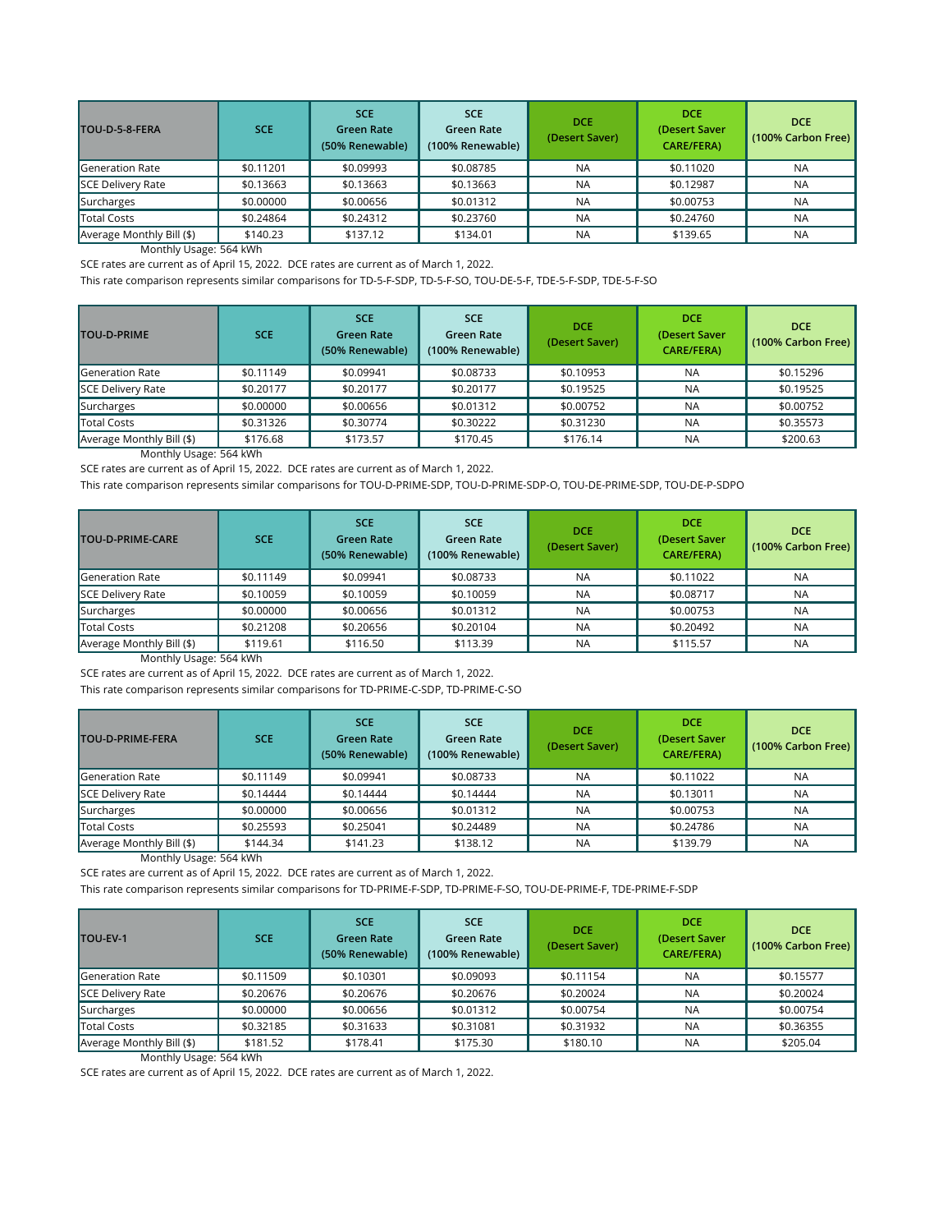| TOU-D-5-8-FERA | SCE | SCE Green Rate (50% Renewable) | SCE Green Rate (100% Renewable) | DCE (Desert Saver) | DCE (Desert Saver CARE/FERA) | DCE (100% Carbon Free) |
|---|---|---|---|---|---|---|
| Generation Rate | $0.11201 | $0.09993 | $0.08785 | NA | $0.11020 | NA |
| SCE Delivery Rate | $0.13663 | $0.13663 | $0.13663 | NA | $0.12987 | NA |
| Surcharges | $0.00000 | $0.00656 | $0.01312 | NA | $0.00753 | NA |
| Total Costs | $0.24864 | $0.24312 | $0.23760 | NA | $0.24760 | NA |
| Average Monthly Bill ($) | $140.23 | $137.12 | $134.01 | NA | $139.65 | NA |

Monthly Usage: 564 kWh

SCE rates are current as of April 15, 2022. DCE rates are current as of March 1, 2022.

This rate comparison represents similar comparisons for TD-5-F-SDP, TD-5-F-SO, TOU-DE-5-F, TDE-5-F-SDP, TDE-5-F-SO

| TOU-D-PRIME | SCE | SCE Green Rate (50% Renewable) | SCE Green Rate (100% Renewable) | DCE (Desert Saver) | DCE (Desert Saver CARE/FERA) | DCE (100% Carbon Free) |
|---|---|---|---|---|---|---|
| Generation Rate | $0.11149 | $0.09941 | $0.08733 | $0.10953 | NA | $0.15296 |
| SCE Delivery Rate | $0.20177 | $0.20177 | $0.20177 | $0.19525 | NA | $0.19525 |
| Surcharges | $0.00000 | $0.00656 | $0.01312 | $0.00752 | NA | $0.00752 |
| Total Costs | $0.31326 | $0.30774 | $0.30222 | $0.31230 | NA | $0.35573 |
| Average Monthly Bill ($) | $176.68 | $173.57 | $170.45 | $176.14 | NA | $200.63 |

Monthly Usage: 564 kWh

SCE rates are current as of April 15, 2022. DCE rates are current as of March 1, 2022.

This rate comparison represents similar comparisons for TOU-D-PRIME-SDP, TOU-D-PRIME-SDP-O, TOU-DE-PRIME-SDP, TOU-DE-P-SDPO

| TOU-D-PRIME-CARE | SCE | SCE Green Rate (50% Renewable) | SCE Green Rate (100% Renewable) | DCE (Desert Saver) | DCE (Desert Saver CARE/FERA) | DCE (100% Carbon Free) |
|---|---|---|---|---|---|---|
| Generation Rate | $0.11149 | $0.09941 | $0.08733 | NA | $0.11022 | NA |
| SCE Delivery Rate | $0.10059 | $0.10059 | $0.10059 | NA | $0.08717 | NA |
| Surcharges | $0.00000 | $0.00656 | $0.01312 | NA | $0.00753 | NA |
| Total Costs | $0.21208 | $0.20656 | $0.20104 | NA | $0.20492 | NA |
| Average Monthly Bill ($) | $119.61 | $116.50 | $113.39 | NA | $115.57 | NA |

Monthly Usage: 564 kWh

SCE rates are current as of April 15, 2022. DCE rates are current as of March 1, 2022.

This rate comparison represents similar comparisons for TD-PRIME-C-SDP, TD-PRIME-C-SO

| TOU-D-PRIME-FERA | SCE | SCE Green Rate (50% Renewable) | SCE Green Rate (100% Renewable) | DCE (Desert Saver) | DCE (Desert Saver CARE/FERA) | DCE (100% Carbon Free) |
|---|---|---|---|---|---|---|
| Generation Rate | $0.11149 | $0.09941 | $0.08733 | NA | $0.11022 | NA |
| SCE Delivery Rate | $0.14444 | $0.14444 | $0.14444 | NA | $0.13011 | NA |
| Surcharges | $0.00000 | $0.00656 | $0.01312 | NA | $0.00753 | NA |
| Total Costs | $0.25593 | $0.25041 | $0.24489 | NA | $0.24786 | NA |
| Average Monthly Bill ($) | $144.34 | $141.23 | $138.12 | NA | $139.79 | NA |

Monthly Usage: 564 kWh

SCE rates are current as of April 15, 2022. DCE rates are current as of March 1, 2022.

This rate comparison represents similar comparisons for TD-PRIME-F-SDP, TD-PRIME-F-SO, TOU-DE-PRIME-F, TDE-PRIME-F-SDP

| TOU-EV-1 | SCE | SCE Green Rate (50% Renewable) | SCE Green Rate (100% Renewable) | DCE (Desert Saver) | DCE (Desert Saver CARE/FERA) | DCE (100% Carbon Free) |
|---|---|---|---|---|---|---|
| Generation Rate | $0.11509 | $0.10301 | $0.09093 | $0.11154 | NA | $0.15577 |
| SCE Delivery Rate | $0.20676 | $0.20676 | $0.20676 | $0.20024 | NA | $0.20024 |
| Surcharges | $0.00000 | $0.00656 | $0.01312 | $0.00754 | NA | $0.00754 |
| Total Costs | $0.32185 | $0.31633 | $0.31081 | $0.31932 | NA | $0.36355 |
| Average Monthly Bill ($) | $181.52 | $178.41 | $175.30 | $180.10 | NA | $205.04 |

Monthly Usage: 564 kWh

SCE rates are current as of April 15, 2022. DCE rates are current as of March 1, 2022.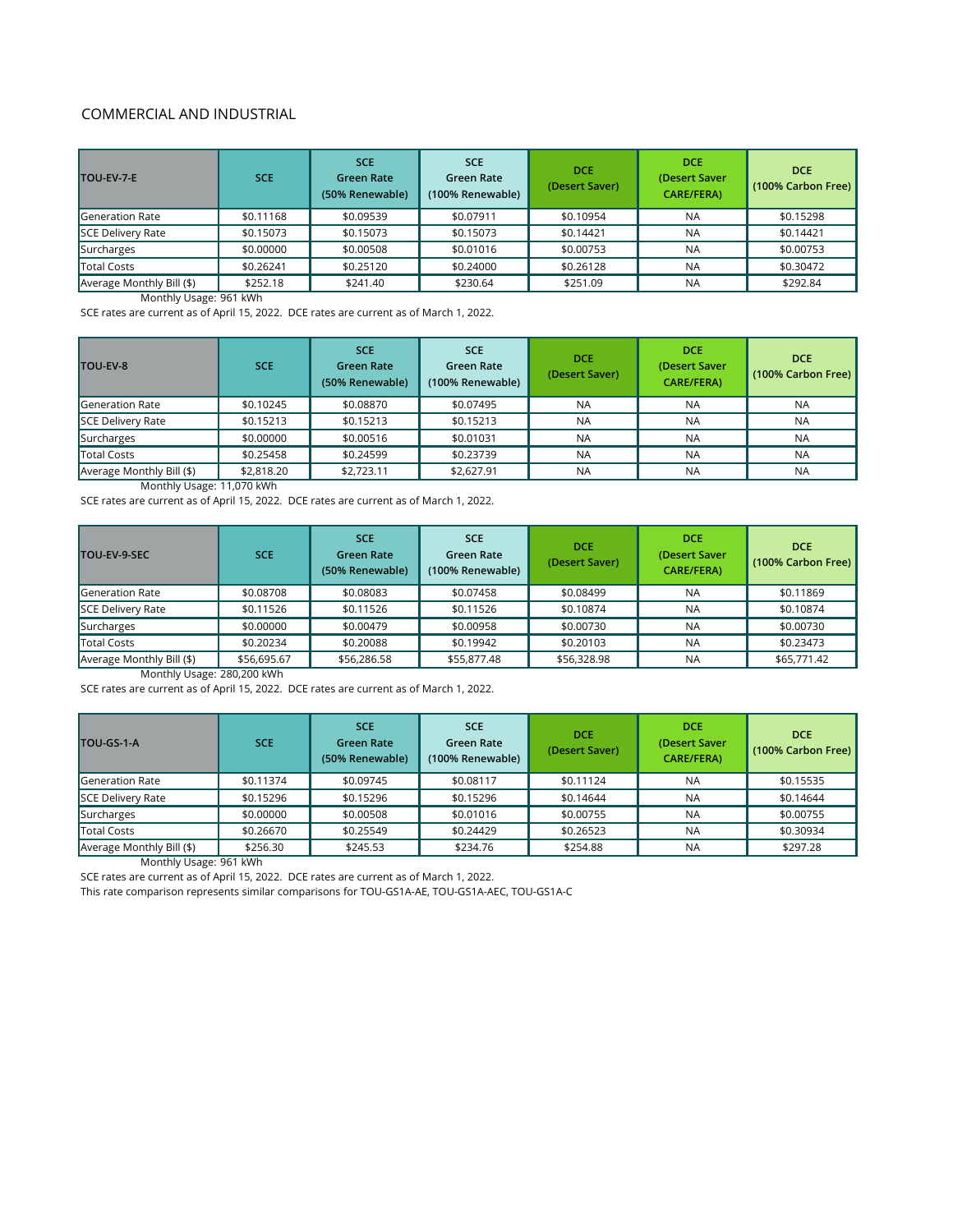COMMERCIAL AND INDUSTRIAL

| TOU-EV-7-E | SCE | SCE Green Rate (50% Renewable) | SCE Green Rate (100% Renewable) | DCE (Desert Saver) | DCE (Desert Saver CARE/FERA) | DCE (100% Carbon Free) |
|---|---|---|---|---|---|---|
| Generation Rate | $0.11168 | $0.09539 | $0.07911 | $0.10954 | NA | $0.15298 |
| SCE Delivery Rate | $0.15073 | $0.15073 | $0.15073 | $0.14421 | NA | $0.14421 |
| Surcharges | $0.00000 | $0.00508 | $0.01016 | $0.00753 | NA | $0.00753 |
| Total Costs | $0.26241 | $0.25120 | $0.24000 | $0.26128 | NA | $0.30472 |
| Average Monthly Bill ($) | $252.18 | $241.40 | $230.64 | $251.09 | NA | $292.84 |

Monthly Usage: 961 kWh

SCE rates are current as of April 15, 2022. DCE rates are current as of March 1, 2022.

| TOU-EV-8 | SCE | SCE Green Rate (50% Renewable) | SCE Green Rate (100% Renewable) | DCE (Desert Saver) | DCE (Desert Saver CARE/FERA) | DCE (100% Carbon Free) |
|---|---|---|---|---|---|---|
| Generation Rate | $0.10245 | $0.08870 | $0.07495 | NA | NA | NA |
| SCE Delivery Rate | $0.15213 | $0.15213 | $0.15213 | NA | NA | NA |
| Surcharges | $0.00000 | $0.00516 | $0.01031 | NA | NA | NA |
| Total Costs | $0.25458 | $0.24599 | $0.23739 | NA | NA | NA |
| Average Monthly Bill ($) | $2,818.20 | $2,723.11 | $2,627.91 | NA | NA | NA |

Monthly Usage: 11,070 kWh

SCE rates are current as of April 15, 2022. DCE rates are current as of March 1, 2022.

| TOU-EV-9-SEC | SCE | SCE Green Rate (50% Renewable) | SCE Green Rate (100% Renewable) | DCE (Desert Saver) | DCE (Desert Saver CARE/FERA) | DCE (100% Carbon Free) |
|---|---|---|---|---|---|---|
| Generation Rate | $0.08708 | $0.08083 | $0.07458 | $0.08499 | NA | $0.11869 |
| SCE Delivery Rate | $0.11526 | $0.11526 | $0.11526 | $0.10874 | NA | $0.10874 |
| Surcharges | $0.00000 | $0.00479 | $0.00958 | $0.00730 | NA | $0.00730 |
| Total Costs | $0.20234 | $0.20088 | $0.19942 | $0.20103 | NA | $0.23473 |
| Average Monthly Bill ($) | $56,695.67 | $56,286.58 | $55,877.48 | $56,328.98 | NA | $65,771.42 |

Monthly Usage: 280,200 kWh

SCE rates are current as of April 15, 2022. DCE rates are current as of March 1, 2022.

| TOU-GS-1-A | SCE | SCE Green Rate (50% Renewable) | SCE Green Rate (100% Renewable) | DCE (Desert Saver) | DCE (Desert Saver CARE/FERA) | DCE (100% Carbon Free) |
|---|---|---|---|---|---|---|
| Generation Rate | $0.11374 | $0.09745 | $0.08117 | $0.11124 | NA | $0.15535 |
| SCE Delivery Rate | $0.15296 | $0.15296 | $0.15296 | $0.14644 | NA | $0.14644 |
| Surcharges | $0.00000 | $0.00508 | $0.01016 | $0.00755 | NA | $0.00755 |
| Total Costs | $0.26670 | $0.25549 | $0.24429 | $0.26523 | NA | $0.30934 |
| Average Monthly Bill ($) | $256.30 | $245.53 | $234.76 | $254.88 | NA | $297.28 |

Monthly Usage: 961 kWh

SCE rates are current as of April 15, 2022. DCE rates are current as of March 1, 2022.

This rate comparison represents similar comparisons for TOU-GS1A-AE, TOU-GS1A-AEC, TOU-GS1A-C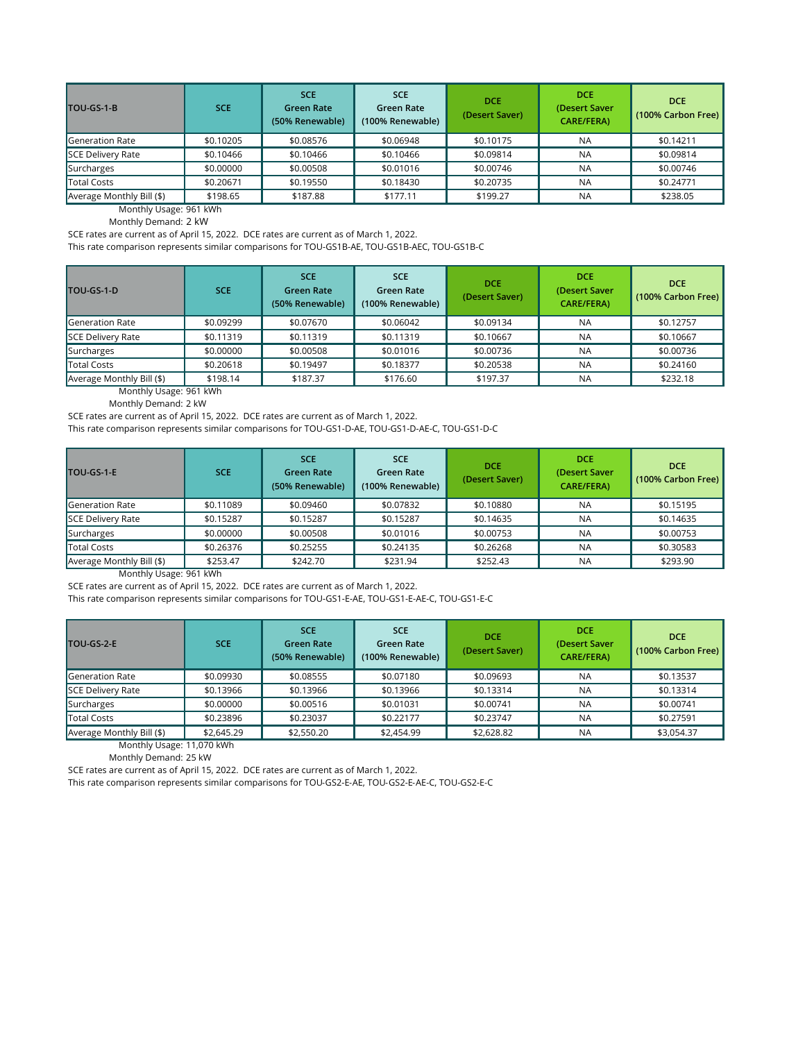| TOU-GS-1-B | SCE | SCE Green Rate (50% Renewable) | SCE Green Rate (100% Renewable) | DCE (Desert Saver) | DCE (Desert Saver CARE/FERA) | DCE (100% Carbon Free) |
|---|---|---|---|---|---|---|
| Generation Rate | $0.10205 | $0.08576 | $0.06948 | $0.10175 | NA | $0.14211 |
| SCE Delivery Rate | $0.10466 | $0.10466 | $0.10466 | $0.09814 | NA | $0.09814 |
| Surcharges | $0.00000 | $0.00508 | $0.01016 | $0.00746 | NA | $0.00746 |
| Total Costs | $0.20671 | $0.19550 | $0.18430 | $0.20735 | NA | $0.24771 |
| Average Monthly Bill ($) | $198.65 | $187.88 | $177.11 | $199.27 | NA | $238.05 |

Monthly Usage: 961 kWh

Monthly Demand: 2 kW

SCE rates are current as of April 15, 2022. DCE rates are current as of March 1, 2022.

This rate comparison represents similar comparisons for TOU-GS1B-AE, TOU-GS1B-AEC, TOU-GS1B-C

| TOU-GS-1-D | SCE | SCE Green Rate (50% Renewable) | SCE Green Rate (100% Renewable) | DCE (Desert Saver) | DCE (Desert Saver CARE/FERA) | DCE (100% Carbon Free) |
|---|---|---|---|---|---|---|
| Generation Rate | $0.09299 | $0.07670 | $0.06042 | $0.09134 | NA | $0.12757 |
| SCE Delivery Rate | $0.11319 | $0.11319 | $0.11319 | $0.10667 | NA | $0.10667 |
| Surcharges | $0.00000 | $0.00508 | $0.01016 | $0.00736 | NA | $0.00736 |
| Total Costs | $0.20618 | $0.19497 | $0.18377 | $0.20538 | NA | $0.24160 |
| Average Monthly Bill ($) | $198.14 | $187.37 | $176.60 | $197.37 | NA | $232.18 |

Monthly Usage: 961 kWh

Monthly Demand: 2 kW

SCE rates are current as of April 15, 2022. DCE rates are current as of March 1, 2022.

This rate comparison represents similar comparisons for TOU-GS1-D-AE, TOU-GS1-D-AE-C, TOU-GS1-D-C

| TOU-GS-1-E | SCE | SCE Green Rate (50% Renewable) | SCE Green Rate (100% Renewable) | DCE (Desert Saver) | DCE (Desert Saver CARE/FERA) | DCE (100% Carbon Free) |
|---|---|---|---|---|---|---|
| Generation Rate | $0.11089 | $0.09460 | $0.07832 | $0.10880 | NA | $0.15195 |
| SCE Delivery Rate | $0.15287 | $0.15287 | $0.15287 | $0.14635 | NA | $0.14635 |
| Surcharges | $0.00000 | $0.00508 | $0.01016 | $0.00753 | NA | $0.00753 |
| Total Costs | $0.26376 | $0.25255 | $0.24135 | $0.26268 | NA | $0.30583 |
| Average Monthly Bill ($) | $253.47 | $242.70 | $231.94 | $252.43 | NA | $293.90 |

Monthly Usage: 961 kWh

SCE rates are current as of April 15, 2022. DCE rates are current as of March 1, 2022.

This rate comparison represents similar comparisons for TOU-GS1-E-AE, TOU-GS1-E-AE-C, TOU-GS1-E-C

| TOU-GS-2-E | SCE | SCE Green Rate (50% Renewable) | SCE Green Rate (100% Renewable) | DCE (Desert Saver) | DCE (Desert Saver CARE/FERA) | DCE (100% Carbon Free) |
|---|---|---|---|---|---|---|
| Generation Rate | $0.09930 | $0.08555 | $0.07180 | $0.09693 | NA | $0.13537 |
| SCE Delivery Rate | $0.13966 | $0.13966 | $0.13966 | $0.13314 | NA | $0.13314 |
| Surcharges | $0.00000 | $0.00516 | $0.01031 | $0.00741 | NA | $0.00741 |
| Total Costs | $0.23896 | $0.23037 | $0.22177 | $0.23747 | NA | $0.27591 |
| Average Monthly Bill ($) | $2,645.29 | $2,550.20 | $2,454.99 | $2,628.82 | NA | $3,054.37 |

Monthly Usage: 11,070 kWh

Monthly Demand: 25 kW

SCE rates are current as of April 15, 2022. DCE rates are current as of March 1, 2022.

This rate comparison represents similar comparisons for TOU-GS2-E-AE, TOU-GS2-E-AE-C, TOU-GS2-E-C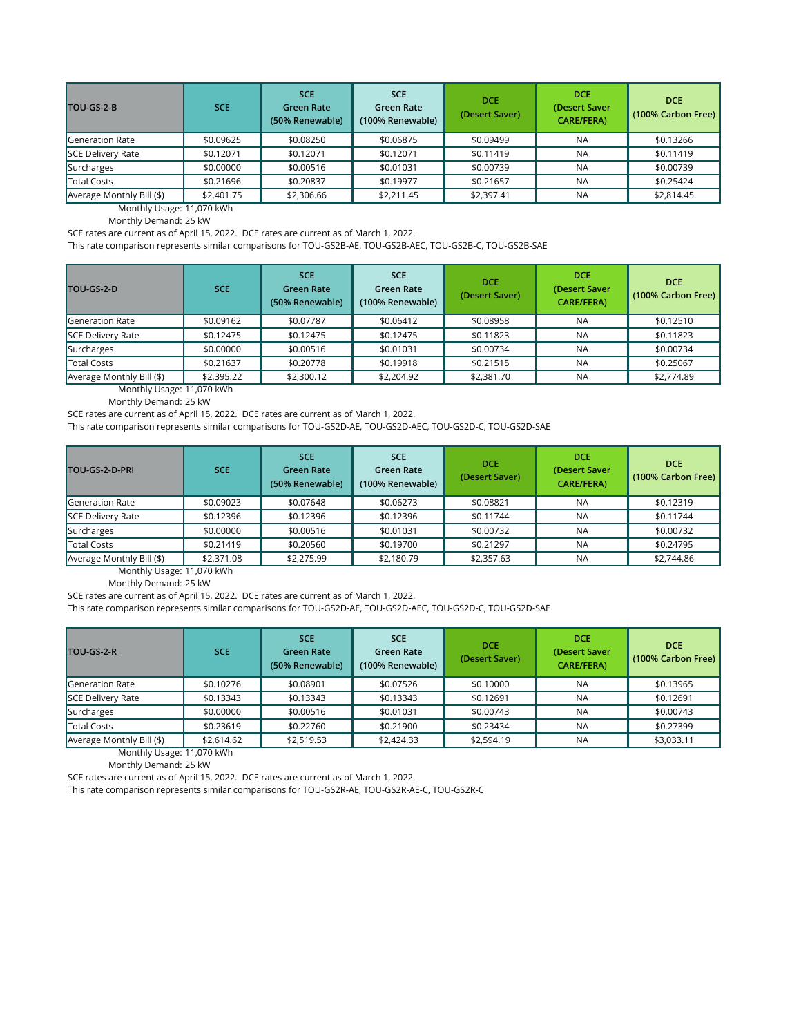| TOU-GS-2-B | SCE | SCE Green Rate (50% Renewable) | SCE Green Rate (100% Renewable) | DCE (Desert Saver) | DCE (Desert Saver CARE/FERA) | DCE (100% Carbon Free) |
|---|---|---|---|---|---|---|
| Generation Rate | $0.09625 | $0.08250 | $0.06875 | $0.09499 | NA | $0.13266 |
| SCE Delivery Rate | $0.12071 | $0.12071 | $0.12071 | $0.11419 | NA | $0.11419 |
| Surcharges | $0.00000 | $0.00516 | $0.01031 | $0.00739 | NA | $0.00739 |
| Total Costs | $0.21696 | $0.20837 | $0.19977 | $0.21657 | NA | $0.25424 |
| Average Monthly Bill ($) | $2,401.75 | $2,306.66 | $2,211.45 | $2,397.41 | NA | $2,814.45 |

Monthly Usage: 11,070 kWh
Monthly Demand: 25 kW
SCE rates are current as of April 15, 2022. DCE rates are current as of March 1, 2022.
This rate comparison represents similar comparisons for TOU-GS2B-AE, TOU-GS2B-AEC, TOU-GS2B-C, TOU-GS2B-SAE

| TOU-GS-2-D | SCE | SCE Green Rate (50% Renewable) | SCE Green Rate (100% Renewable) | DCE (Desert Saver) | DCE (Desert Saver CARE/FERA) | DCE (100% Carbon Free) |
|---|---|---|---|---|---|---|
| Generation Rate | $0.09162 | $0.07787 | $0.06412 | $0.08958 | NA | $0.12510 |
| SCE Delivery Rate | $0.12475 | $0.12475 | $0.12475 | $0.11823 | NA | $0.11823 |
| Surcharges | $0.00000 | $0.00516 | $0.01031 | $0.00734 | NA | $0.00734 |
| Total Costs | $0.21637 | $0.20778 | $0.19918 | $0.21515 | NA | $0.25067 |
| Average Monthly Bill ($) | $2,395.22 | $2,300.12 | $2,204.92 | $2,381.70 | NA | $2,774.89 |

Monthly Usage: 11,070 kWh
Monthly Demand: 25 kW
SCE rates are current as of April 15, 2022. DCE rates are current as of March 1, 2022.
This rate comparison represents similar comparisons for TOU-GS2D-AE, TOU-GS2D-AEC, TOU-GS2D-C, TOU-GS2D-SAE

| TOU-GS-2-D-PRI | SCE | SCE Green Rate (50% Renewable) | SCE Green Rate (100% Renewable) | DCE (Desert Saver) | DCE (Desert Saver CARE/FERA) | DCE (100% Carbon Free) |
|---|---|---|---|---|---|---|
| Generation Rate | $0.09023 | $0.07648 | $0.06273 | $0.08821 | NA | $0.12319 |
| SCE Delivery Rate | $0.12396 | $0.12396 | $0.12396 | $0.11744 | NA | $0.11744 |
| Surcharges | $0.00000 | $0.00516 | $0.01031 | $0.00732 | NA | $0.00732 |
| Total Costs | $0.21419 | $0.20560 | $0.19700 | $0.21297 | NA | $0.24795 |
| Average Monthly Bill ($) | $2,371.08 | $2,275.99 | $2,180.79 | $2,357.63 | NA | $2,744.86 |

Monthly Usage: 11,070 kWh
Monthly Demand: 25 kW
SCE rates are current as of April 15, 2022. DCE rates are current as of March 1, 2022.
This rate comparison represents similar comparisons for TOU-GS2D-AE, TOU-GS2D-AEC, TOU-GS2D-C, TOU-GS2D-SAE

| TOU-GS-2-R | SCE | SCE Green Rate (50% Renewable) | SCE Green Rate (100% Renewable) | DCE (Desert Saver) | DCE (Desert Saver CARE/FERA) | DCE (100% Carbon Free) |
|---|---|---|---|---|---|---|
| Generation Rate | $0.10276 | $0.08901 | $0.07526 | $0.10000 | NA | $0.13965 |
| SCE Delivery Rate | $0.13343 | $0.13343 | $0.13343 | $0.12691 | NA | $0.12691 |
| Surcharges | $0.00000 | $0.00516 | $0.01031 | $0.00743 | NA | $0.00743 |
| Total Costs | $0.23619 | $0.22760 | $0.21900 | $0.23434 | NA | $0.27399 |
| Average Monthly Bill ($) | $2,614.62 | $2,519.53 | $2,424.33 | $2,594.19 | NA | $3,033.11 |

Monthly Usage: 11,070 kWh
Monthly Demand: 25 kW
SCE rates are current as of April 15, 2022. DCE rates are current as of March 1, 2022.
This rate comparison represents similar comparisons for TOU-GS2R-AE, TOU-GS2R-AE-C, TOU-GS2R-C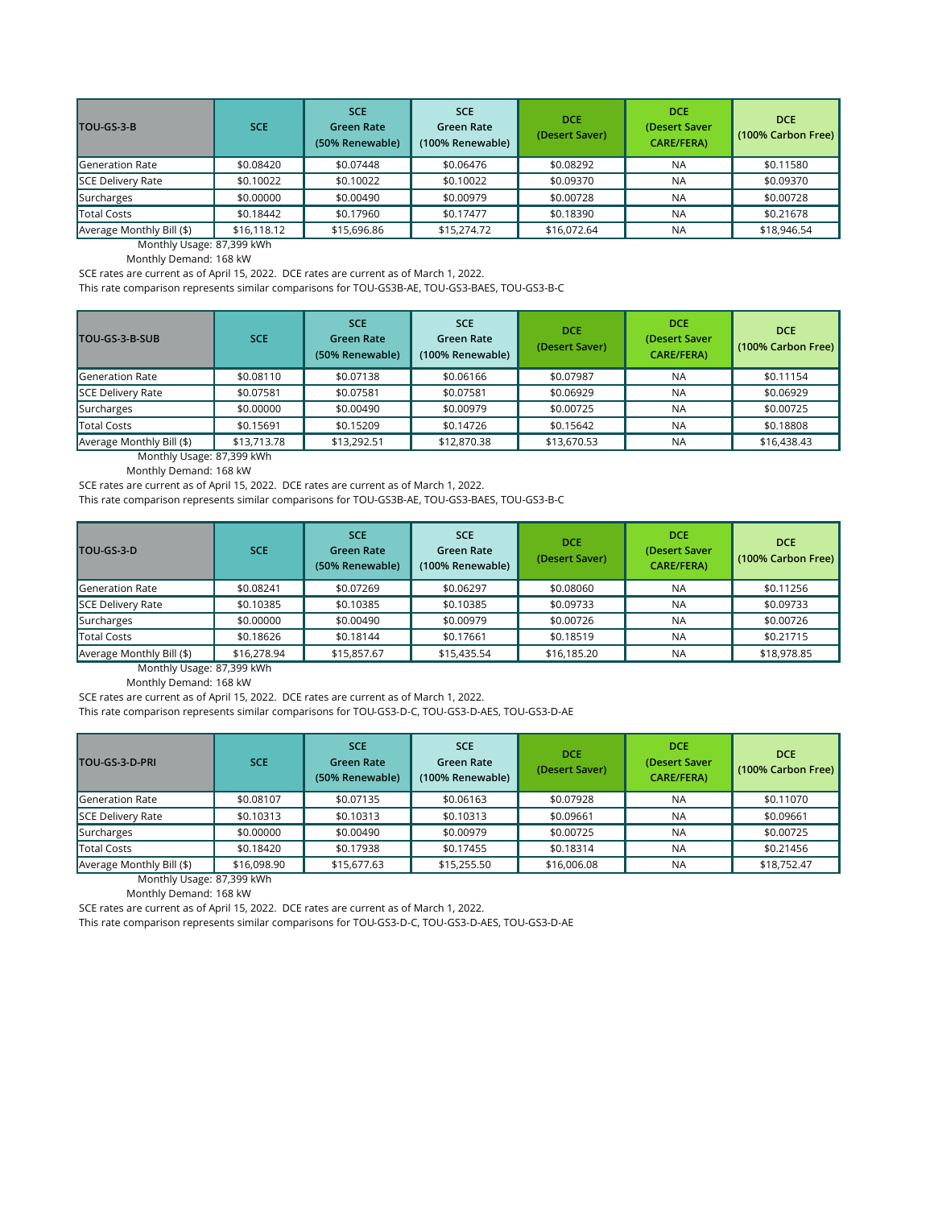| TOU-GS-3-B | SCE | SCE Green Rate (50% Renewable) | SCE Green Rate (100% Renewable) | DCE (Desert Saver) | DCE (Desert Saver CARE/FERA) | DCE (100% Carbon Free) |
|---|---|---|---|---|---|---|
| Generation Rate | $0.08420 | $0.07448 | $0.06476 | $0.08292 | NA | $0.11580 |
| SCE Delivery Rate | $0.10022 | $0.10022 | $0.10022 | $0.09370 | NA | $0.09370 |
| Surcharges | $0.00000 | $0.00490 | $0.00979 | $0.00728 | NA | $0.00728 |
| Total Costs | $0.18442 | $0.17960 | $0.17477 | $0.18390 | NA | $0.21678 |
| Average Monthly Bill ($) | $16,118.12 | $15,696.86 | $15,274.72 | $16,072.64 | NA | $18,946.54 |

Monthly Usage: 87,399 kWh

Monthly Demand: 168 kW

SCE rates are current as of April 15, 2022. DCE rates are current as of March 1, 2022.

This rate comparison represents similar comparisons for TOU-GS3B-AE, TOU-GS3-BAES, TOU-GS3-B-C

| TOU-GS-3-B-SUB | SCE | SCE Green Rate (50% Renewable) | SCE Green Rate (100% Renewable) | DCE (Desert Saver) | DCE (Desert Saver CARE/FERA) | DCE (100% Carbon Free) |
|---|---|---|---|---|---|---|
| Generation Rate | $0.08110 | $0.07138 | $0.06166 | $0.07987 | NA | $0.11154 |
| SCE Delivery Rate | $0.07581 | $0.07581 | $0.07581 | $0.06929 | NA | $0.06929 |
| Surcharges | $0.00000 | $0.00490 | $0.00979 | $0.00725 | NA | $0.00725 |
| Total Costs | $0.15691 | $0.15209 | $0.14726 | $0.15642 | NA | $0.18808 |
| Average Monthly Bill ($) | $13,713.78 | $13,292.51 | $12,870.38 | $13,670.53 | NA | $16,438.43 |

Monthly Usage: 87,399 kWh

Monthly Demand: 168 kW

SCE rates are current as of April 15, 2022. DCE rates are current as of March 1, 2022.

This rate comparison represents similar comparisons for TOU-GS3B-AE, TOU-GS3-BAES, TOU-GS3-B-C

| TOU-GS-3-D | SCE | SCE Green Rate (50% Renewable) | SCE Green Rate (100% Renewable) | DCE (Desert Saver) | DCE (Desert Saver CARE/FERA) | DCE (100% Carbon Free) |
|---|---|---|---|---|---|---|
| Generation Rate | $0.08241 | $0.07269 | $0.06297 | $0.08060 | NA | $0.11256 |
| SCE Delivery Rate | $0.10385 | $0.10385 | $0.10385 | $0.09733 | NA | $0.09733 |
| Surcharges | $0.00000 | $0.00490 | $0.00979 | $0.00726 | NA | $0.00726 |
| Total Costs | $0.18626 | $0.18144 | $0.17661 | $0.18519 | NA | $0.21715 |
| Average Monthly Bill ($) | $16,278.94 | $15,857.67 | $15,435.54 | $16,185.20 | NA | $18,978.85 |

Monthly Usage: 87,399 kWh

Monthly Demand: 168 kW

SCE rates are current as of April 15, 2022. DCE rates are current as of March 1, 2022.

This rate comparison represents similar comparisons for TOU-GS3-D-C, TOU-GS3-D-AES, TOU-GS3-D-AE

| TOU-GS-3-D-PRI | SCE | SCE Green Rate (50% Renewable) | SCE Green Rate (100% Renewable) | DCE (Desert Saver) | DCE (Desert Saver CARE/FERA) | DCE (100% Carbon Free) |
|---|---|---|---|---|---|---|
| Generation Rate | $0.08107 | $0.07135 | $0.06163 | $0.07928 | NA | $0.11070 |
| SCE Delivery Rate | $0.10313 | $0.10313 | $0.10313 | $0.09661 | NA | $0.09661 |
| Surcharges | $0.00000 | $0.00490 | $0.00979 | $0.00725 | NA | $0.00725 |
| Total Costs | $0.18420 | $0.17938 | $0.17455 | $0.18314 | NA | $0.21456 |
| Average Monthly Bill ($) | $16,098.90 | $15,677.63 | $15,255.50 | $16,006.08 | NA | $18,752.47 |

Monthly Usage: 87,399 kWh

Monthly Demand: 168 kW

SCE rates are current as of April 15, 2022. DCE rates are current as of March 1, 2022.

This rate comparison represents similar comparisons for TOU-GS3-D-C, TOU-GS3-D-AES, TOU-GS3-D-AE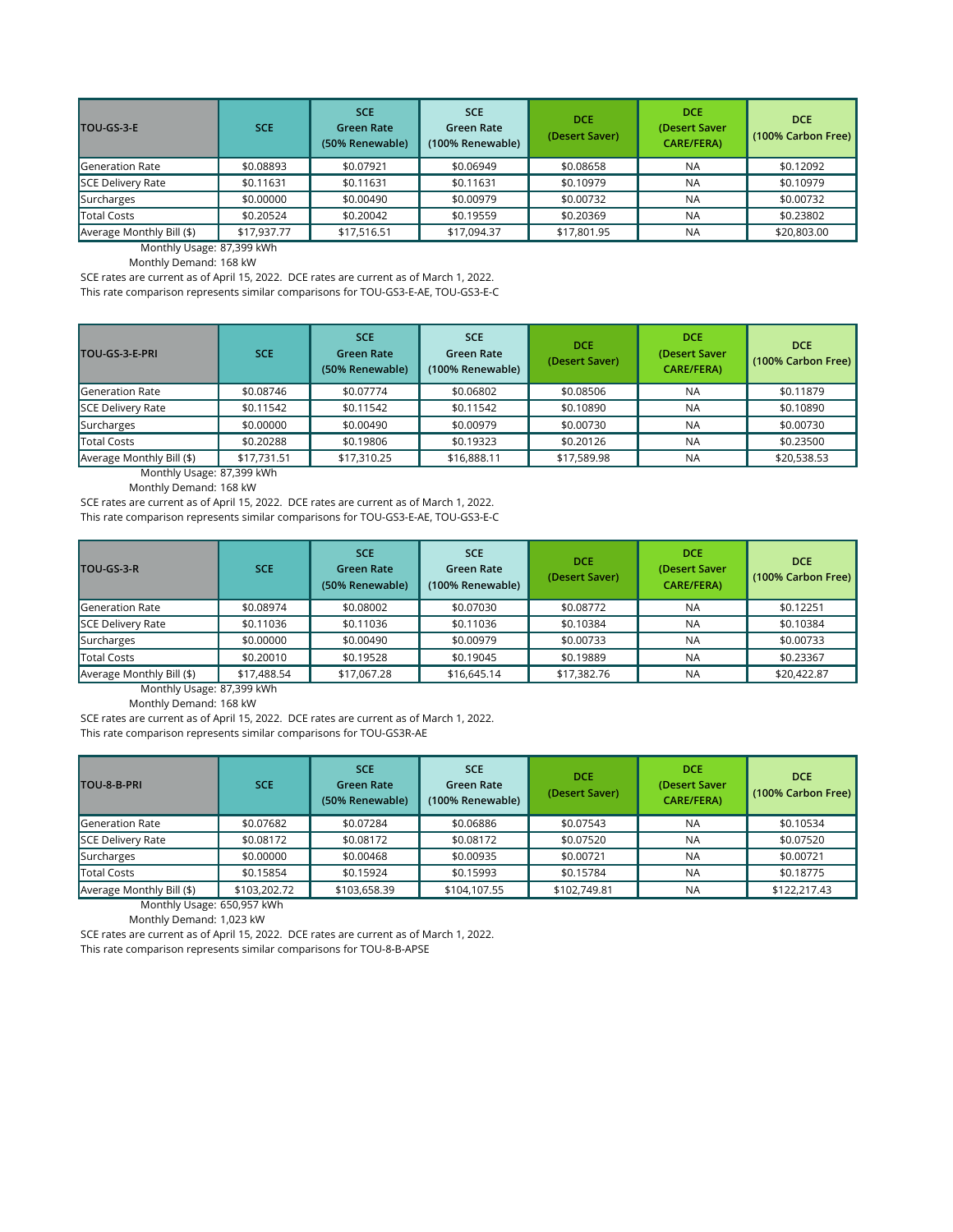| TOU-GS-3-E | SCE | SCE Green Rate (50% Renewable) | SCE Green Rate (100% Renewable) | DCE (Desert Saver) | DCE (Desert Saver CARE/FERA) | DCE (100% Carbon Free) |
|---|---|---|---|---|---|---|
| Generation Rate | $0.08893 | $0.07921 | $0.06949 | $0.08658 | NA | $0.12092 |
| SCE Delivery Rate | $0.11631 | $0.11631 | $0.11631 | $0.10979 | NA | $0.10979 |
| Surcharges | $0.00000 | $0.00490 | $0.00979 | $0.00732 | NA | $0.00732 |
| Total Costs | $0.20524 | $0.20042 | $0.19559 | $0.20369 | NA | $0.23802 |
| Average Monthly Bill ($) | $17,937.77 | $17,516.51 | $17,094.37 | $17,801.95 | NA | $20,803.00 |

Monthly Usage: 87,399 kWh

Monthly Demand: 168 kW

SCE rates are current as of April 15, 2022. DCE rates are current as of March 1, 2022.

This rate comparison represents similar comparisons for TOU-GS3-E-AE, TOU-GS3-E-C

| TOU-GS-3-E-PRI | SCE | SCE Green Rate (50% Renewable) | SCE Green Rate (100% Renewable) | DCE (Desert Saver) | DCE (Desert Saver CARE/FERA) | DCE (100% Carbon Free) |
|---|---|---|---|---|---|---|
| Generation Rate | $0.08746 | $0.07774 | $0.06802 | $0.08506 | NA | $0.11879 |
| SCE Delivery Rate | $0.11542 | $0.11542 | $0.11542 | $0.10890 | NA | $0.10890 |
| Surcharges | $0.00000 | $0.00490 | $0.00979 | $0.00730 | NA | $0.00730 |
| Total Costs | $0.20288 | $0.19806 | $0.19323 | $0.20126 | NA | $0.23500 |
| Average Monthly Bill ($) | $17,731.51 | $17,310.25 | $16,888.11 | $17,589.98 | NA | $20,538.53 |

Monthly Usage: 87,399 kWh

Monthly Demand: 168 kW

SCE rates are current as of April 15, 2022. DCE rates are current as of March 1, 2022.

This rate comparison represents similar comparisons for TOU-GS3-E-AE, TOU-GS3-E-C

| TOU-GS-3-R | SCE | SCE Green Rate (50% Renewable) | SCE Green Rate (100% Renewable) | DCE (Desert Saver) | DCE (Desert Saver CARE/FERA) | DCE (100% Carbon Free) |
|---|---|---|---|---|---|---|
| Generation Rate | $0.08974 | $0.08002 | $0.07030 | $0.08772 | NA | $0.12251 |
| SCE Delivery Rate | $0.11036 | $0.11036 | $0.11036 | $0.10384 | NA | $0.10384 |
| Surcharges | $0.00000 | $0.00490 | $0.00979 | $0.00733 | NA | $0.00733 |
| Total Costs | $0.20010 | $0.19528 | $0.19045 | $0.19889 | NA | $0.23367 |
| Average Monthly Bill ($) | $17,488.54 | $17,067.28 | $16,645.14 | $17,382.76 | NA | $20,422.87 |

Monthly Usage: 87,399 kWh

Monthly Demand: 168 kW

SCE rates are current as of April 15, 2022. DCE rates are current as of March 1, 2022.

This rate comparison represents similar comparisons for TOU-GS3R-AE

| TOU-8-B-PRI | SCE | SCE Green Rate (50% Renewable) | SCE Green Rate (100% Renewable) | DCE (Desert Saver) | DCE (Desert Saver CARE/FERA) | DCE (100% Carbon Free) |
|---|---|---|---|---|---|---|
| Generation Rate | $0.07682 | $0.07284 | $0.06886 | $0.07543 | NA | $0.10534 |
| SCE Delivery Rate | $0.08172 | $0.08172 | $0.08172 | $0.07520 | NA | $0.07520 |
| Surcharges | $0.00000 | $0.00468 | $0.00935 | $0.00721 | NA | $0.00721 |
| Total Costs | $0.15854 | $0.15924 | $0.15993 | $0.15784 | NA | $0.18775 |
| Average Monthly Bill ($) | $103,202.72 | $103,658.39 | $104,107.55 | $102,749.81 | NA | $122,217.43 |

Monthly Usage: 650,957 kWh

Monthly Demand: 1,023 kW

SCE rates are current as of April 15, 2022. DCE rates are current as of March 1, 2022.

This rate comparison represents similar comparisons for TOU-8-B-APSE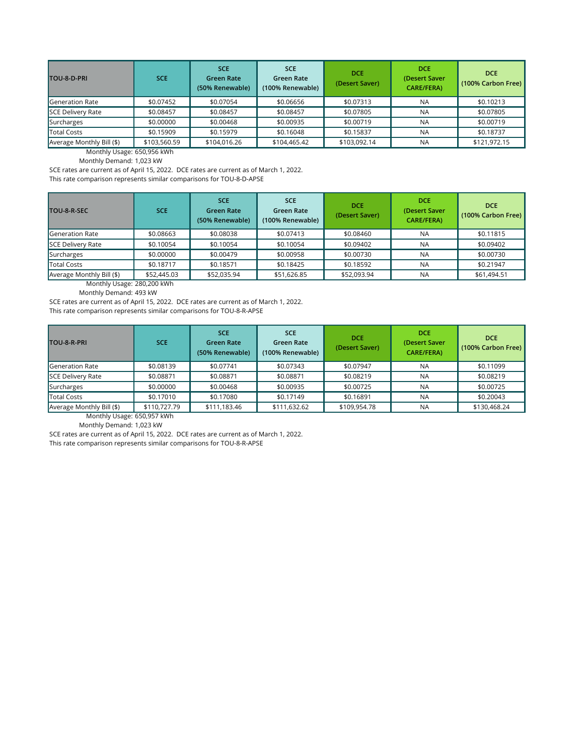| TOU-8-D-PRI | SCE | SCE Green Rate (50% Renewable) | SCE Green Rate (100% Renewable) | DCE (Desert Saver) | DCE (Desert Saver CARE/FERA) | DCE (100% Carbon Free) |
|---|---|---|---|---|---|---|
| Generation Rate | $0.07452 | $0.07054 | $0.06656 | $0.07313 | NA | $0.10213 |
| SCE Delivery Rate | $0.08457 | $0.08457 | $0.08457 | $0.07805 | NA | $0.07805 |
| Surcharges | $0.00000 | $0.00468 | $0.00935 | $0.00719 | NA | $0.00719 |
| Total Costs | $0.15909 | $0.15979 | $0.16048 | $0.15837 | NA | $0.18737 |
| Average Monthly Bill ($) | $103,560.59 | $104,016.26 | $104,465.42 | $103,092.14 | NA | $121,972.15 |

Monthly Usage: 650,956 kWh

Monthly Demand: 1,023 kW

SCE rates are current as of April 15, 2022. DCE rates are current as of March 1, 2022.

This rate comparison represents similar comparisons for TOU-8-D-APSE

| TOU-8-R-SEC | SCE | SCE Green Rate (50% Renewable) | SCE Green Rate (100% Renewable) | DCE (Desert Saver) | DCE (Desert Saver CARE/FERA) | DCE (100% Carbon Free) |
|---|---|---|---|---|---|---|
| Generation Rate | $0.08663 | $0.08038 | $0.07413 | $0.08460 | NA | $0.11815 |
| SCE Delivery Rate | $0.10054 | $0.10054 | $0.10054 | $0.09402 | NA | $0.09402 |
| Surcharges | $0.00000 | $0.00479 | $0.00958 | $0.00730 | NA | $0.00730 |
| Total Costs | $0.18717 | $0.18571 | $0.18425 | $0.18592 | NA | $0.21947 |
| Average Monthly Bill ($) | $52,445.03 | $52,035.94 | $51,626.85 | $52,093.94 | NA | $61,494.51 |

Monthly Usage: 280,200 kWh

Monthly Demand: 493 kW

SCE rates are current as of April 15, 2022. DCE rates are current as of March 1, 2022.

This rate comparison represents similar comparisons for TOU-8-R-APSE

| TOU-8-R-PRI | SCE | SCE Green Rate (50% Renewable) | SCE Green Rate (100% Renewable) | DCE (Desert Saver) | DCE (Desert Saver CARE/FERA) | DCE (100% Carbon Free) |
|---|---|---|---|---|---|---|
| Generation Rate | $0.08139 | $0.07741 | $0.07343 | $0.07947 | NA | $0.11099 |
| SCE Delivery Rate | $0.08871 | $0.08871 | $0.08871 | $0.08219 | NA | $0.08219 |
| Surcharges | $0.00000 | $0.00468 | $0.00935 | $0.00725 | NA | $0.00725 |
| Total Costs | $0.17010 | $0.17080 | $0.17149 | $0.16891 | NA | $0.20043 |
| Average Monthly Bill ($) | $110,727.79 | $111,183.46 | $111,632.62 | $109,954.78 | NA | $130,468.24 |

Monthly Usage: 650,957 kWh

Monthly Demand: 1,023 kW

SCE rates are current as of April 15, 2022. DCE rates are current as of March 1, 2022.

This rate comparison represents similar comparisons for TOU-8-R-APSE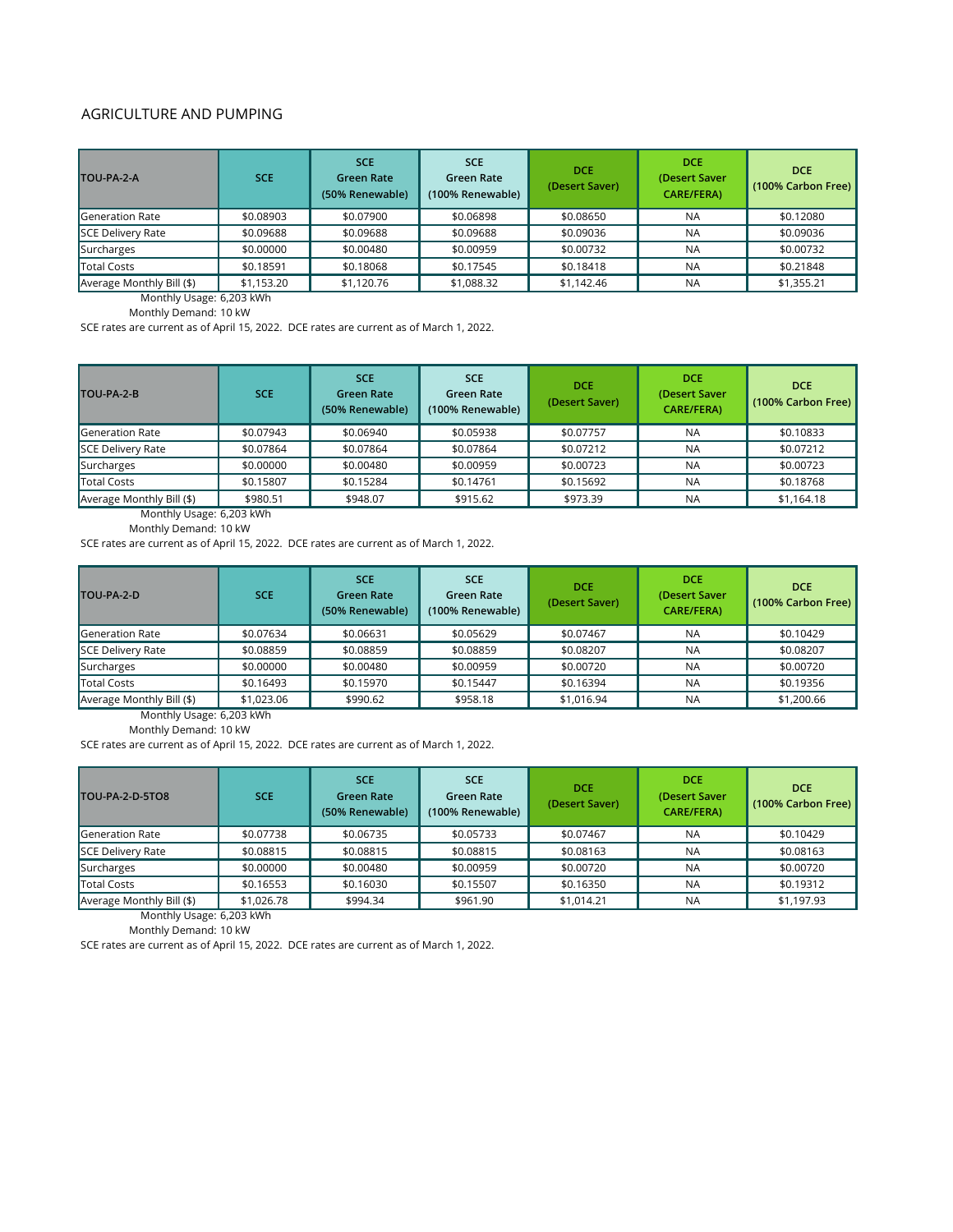## AGRICULTURE AND PUMPING

| TOU-PA-2-A | SCE | SCE Green Rate (50% Renewable) | SCE Green Rate (100% Renewable) | DCE (Desert Saver) | DCE (Desert Saver CARE/FERA) | DCE (100% Carbon Free) |
|---|---|---|---|---|---|---|
| Generation Rate | $0.08903 | $0.07900 | $0.06898 | $0.08650 | NA | $0.12080 |
| SCE Delivery Rate | $0.09688 | $0.09688 | $0.09688 | $0.09036 | NA | $0.09036 |
| Surcharges | $0.00000 | $0.00480 | $0.00959 | $0.00732 | NA | $0.00732 |
| Total Costs | $0.18591 | $0.18068 | $0.17545 | $0.18418 | NA | $0.21848 |
| Average Monthly Bill ($) | $1,153.20 | $1,120.76 | $1,088.32 | $1,142.46 | NA | $1,355.21 |

Monthly Usage: 6,203 kWh

Monthly Demand: 10 kW

SCE rates are current as of April 15, 2022. DCE rates are current as of March 1, 2022.

| TOU-PA-2-B | SCE | SCE Green Rate (50% Renewable) | SCE Green Rate (100% Renewable) | DCE (Desert Saver) | DCE (Desert Saver CARE/FERA) | DCE (100% Carbon Free) |
|---|---|---|---|---|---|---|
| Generation Rate | $0.07943 | $0.06940 | $0.05938 | $0.07757 | NA | $0.10833 |
| SCE Delivery Rate | $0.07864 | $0.07864 | $0.07864 | $0.07212 | NA | $0.07212 |
| Surcharges | $0.00000 | $0.00480 | $0.00959 | $0.00723 | NA | $0.00723 |
| Total Costs | $0.15807 | $0.15284 | $0.14761 | $0.15692 | NA | $0.18768 |
| Average Monthly Bill ($) | $980.51 | $948.07 | $915.62 | $973.39 | NA | $1,164.18 |

Monthly Usage: 6,203 kWh

Monthly Demand: 10 kW

SCE rates are current as of April 15, 2022. DCE rates are current as of March 1, 2022.

| TOU-PA-2-D | SCE | SCE Green Rate (50% Renewable) | SCE Green Rate (100% Renewable) | DCE (Desert Saver) | DCE (Desert Saver CARE/FERA) | DCE (100% Carbon Free) |
|---|---|---|---|---|---|---|
| Generation Rate | $0.07634 | $0.06631 | $0.05629 | $0.07467 | NA | $0.10429 |
| SCE Delivery Rate | $0.08859 | $0.08859 | $0.08859 | $0.08207 | NA | $0.08207 |
| Surcharges | $0.00000 | $0.00480 | $0.00959 | $0.00720 | NA | $0.00720 |
| Total Costs | $0.16493 | $0.15970 | $0.15447 | $0.16394 | NA | $0.19356 |
| Average Monthly Bill ($) | $1,023.06 | $990.62 | $958.18 | $1,016.94 | NA | $1,200.66 |

Monthly Usage: 6,203 kWh

Monthly Demand: 10 kW

SCE rates are current as of April 15, 2022. DCE rates are current as of March 1, 2022.

| TOU-PA-2-D-5TO8 | SCE | SCE Green Rate (50% Renewable) | SCE Green Rate (100% Renewable) | DCE (Desert Saver) | DCE (Desert Saver CARE/FERA) | DCE (100% Carbon Free) |
|---|---|---|---|---|---|---|
| Generation Rate | $0.07738 | $0.06735 | $0.05733 | $0.07467 | NA | $0.10429 |
| SCE Delivery Rate | $0.08815 | $0.08815 | $0.08815 | $0.08163 | NA | $0.08163 |
| Surcharges | $0.00000 | $0.00480 | $0.00959 | $0.00720 | NA | $0.00720 |
| Total Costs | $0.16553 | $0.16030 | $0.15507 | $0.16350 | NA | $0.19312 |
| Average Monthly Bill ($) | $1,026.78 | $994.34 | $961.90 | $1,014.21 | NA | $1,197.93 |

Monthly Usage: 6,203 kWh

Monthly Demand: 10 kW

SCE rates are current as of April 15, 2022. DCE rates are current as of March 1, 2022.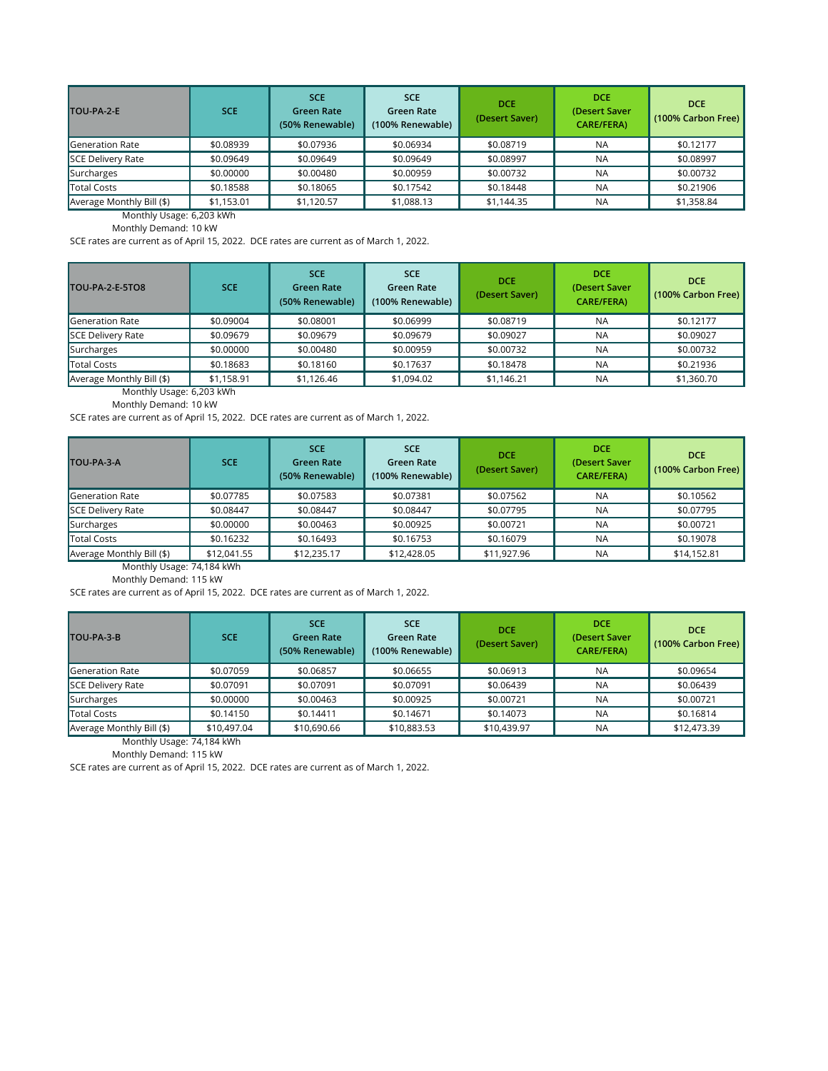| TOU-PA-2-E | SCE | SCE Green Rate (50% Renewable) | SCE Green Rate (100% Renewable) | DCE (Desert Saver) | DCE (Desert Saver CARE/FERA) | DCE (100% Carbon Free) |
|---|---|---|---|---|---|---|
| Generation Rate | $0.08939 | $0.07936 | $0.06934 | $0.08719 | NA | $0.12177 |
| SCE Delivery Rate | $0.09649 | $0.09649 | $0.09649 | $0.08997 | NA | $0.08997 |
| Surcharges | $0.00000 | $0.00480 | $0.00959 | $0.00732 | NA | $0.00732 |
| Total Costs | $0.18588 | $0.18065 | $0.17542 | $0.18448 | NA | $0.21906 |
| Average Monthly Bill ($) | $1,153.01 | $1,120.57 | $1,088.13 | $1,144.35 | NA | $1,358.84 |

Monthly Usage: 6,203 kWh

Monthly Demand: 10 kW

SCE rates are current as of April 15, 2022. DCE rates are current as of March 1, 2022.

| TOU-PA-2-E-5TO8 | SCE | SCE Green Rate (50% Renewable) | SCE Green Rate (100% Renewable) | DCE (Desert Saver) | DCE (Desert Saver CARE/FERA) | DCE (100% Carbon Free) |
|---|---|---|---|---|---|---|
| Generation Rate | $0.09004 | $0.08001 | $0.06999 | $0.08719 | NA | $0.12177 |
| SCE Delivery Rate | $0.09679 | $0.09679 | $0.09679 | $0.09027 | NA | $0.09027 |
| Surcharges | $0.00000 | $0.00480 | $0.00959 | $0.00732 | NA | $0.00732 |
| Total Costs | $0.18683 | $0.18160 | $0.17637 | $0.18478 | NA | $0.21936 |
| Average Monthly Bill ($) | $1,158.91 | $1,126.46 | $1,094.02 | $1,146.21 | NA | $1,360.70 |

Monthly Usage: 6,203 kWh

Monthly Demand: 10 kW

SCE rates are current as of April 15, 2022. DCE rates are current as of March 1, 2022.

| TOU-PA-3-A | SCE | SCE Green Rate (50% Renewable) | SCE Green Rate (100% Renewable) | DCE (Desert Saver) | DCE (Desert Saver CARE/FERA) | DCE (100% Carbon Free) |
|---|---|---|---|---|---|---|
| Generation Rate | $0.07785 | $0.07583 | $0.07381 | $0.07562 | NA | $0.10562 |
| SCE Delivery Rate | $0.08447 | $0.08447 | $0.08447 | $0.07795 | NA | $0.07795 |
| Surcharges | $0.00000 | $0.00463 | $0.00925 | $0.00721 | NA | $0.00721 |
| Total Costs | $0.16232 | $0.16493 | $0.16753 | $0.16079 | NA | $0.19078 |
| Average Monthly Bill ($) | $12,041.55 | $12,235.17 | $12,428.05 | $11,927.96 | NA | $14,152.81 |

Monthly Usage: 74,184 kWh

Monthly Demand: 115 kW

SCE rates are current as of April 15, 2022. DCE rates are current as of March 1, 2022.

| TOU-PA-3-B | SCE | SCE Green Rate (50% Renewable) | SCE Green Rate (100% Renewable) | DCE (Desert Saver) | DCE (Desert Saver CARE/FERA) | DCE (100% Carbon Free) |
|---|---|---|---|---|---|---|
| Generation Rate | $0.07059 | $0.06857 | $0.06655 | $0.06913 | NA | $0.09654 |
| SCE Delivery Rate | $0.07091 | $0.07091 | $0.07091 | $0.06439 | NA | $0.06439 |
| Surcharges | $0.00000 | $0.00463 | $0.00925 | $0.00721 | NA | $0.00721 |
| Total Costs | $0.14150 | $0.14411 | $0.14671 | $0.14073 | NA | $0.16814 |
| Average Monthly Bill ($) | $10,497.04 | $10,690.66 | $10,883.53 | $10,439.97 | NA | $12,473.39 |

Monthly Usage: 74,184 kWh

Monthly Demand: 115 kW

SCE rates are current as of April 15, 2022. DCE rates are current as of March 1, 2022.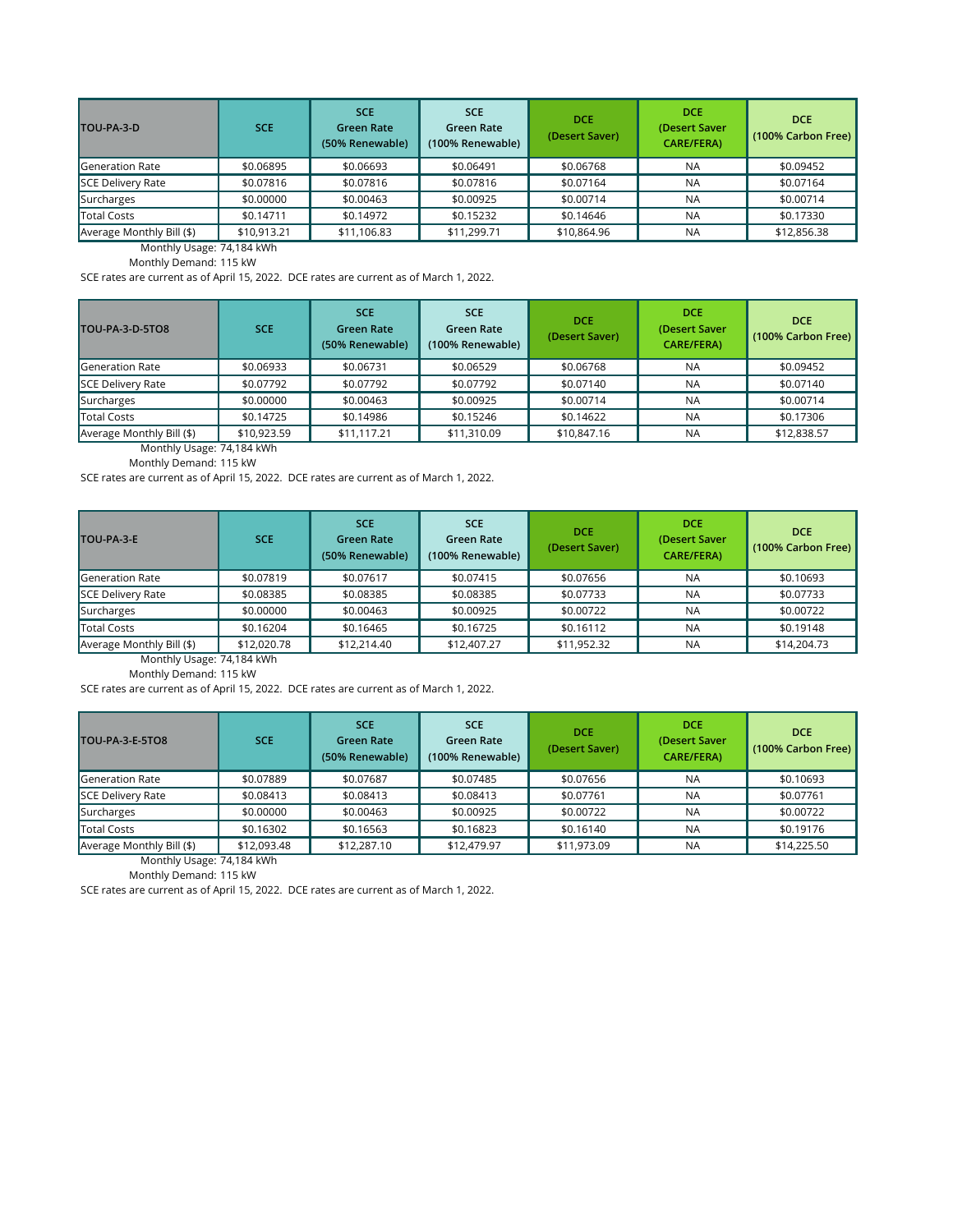| TOU-PA-3-D | SCE | SCE Green Rate (50% Renewable) | SCE Green Rate (100% Renewable) | DCE (Desert Saver) | DCE (Desert Saver CARE/FERA) | DCE (100% Carbon Free) |
|---|---|---|---|---|---|---|
| Generation Rate | $0.06895 | $0.06693 | $0.06491 | $0.06768 | NA | $0.09452 |
| SCE Delivery Rate | $0.07816 | $0.07816 | $0.07816 | $0.07164 | NA | $0.07164 |
| Surcharges | $0.00000 | $0.00463 | $0.00925 | $0.00714 | NA | $0.00714 |
| Total Costs | $0.14711 | $0.14972 | $0.15232 | $0.14646 | NA | $0.17330 |
| Average Monthly Bill ($) | $10,913.21 | $11,106.83 | $11,299.71 | $10,864.96 | NA | $12,856.38 |

Monthly Usage: 74,184 kWh

Monthly Demand: 115 kW

SCE rates are current as of April 15, 2022. DCE rates are current as of March 1, 2022.

| TOU-PA-3-D-5TO8 | SCE | SCE Green Rate (50% Renewable) | SCE Green Rate (100% Renewable) | DCE (Desert Saver) | DCE (Desert Saver CARE/FERA) | DCE (100% Carbon Free) |
|---|---|---|---|---|---|---|
| Generation Rate | $0.06933 | $0.06731 | $0.06529 | $0.06768 | NA | $0.09452 |
| SCE Delivery Rate | $0.07792 | $0.07792 | $0.07792 | $0.07140 | NA | $0.07140 |
| Surcharges | $0.00000 | $0.00463 | $0.00925 | $0.00714 | NA | $0.00714 |
| Total Costs | $0.14725 | $0.14986 | $0.15246 | $0.14622 | NA | $0.17306 |
| Average Monthly Bill ($) | $10,923.59 | $11,117.21 | $11,310.09 | $10,847.16 | NA | $12,838.57 |

Monthly Usage: 74,184 kWh

Monthly Demand: 115 kW

SCE rates are current as of April 15, 2022. DCE rates are current as of March 1, 2022.

| TOU-PA-3-E | SCE | SCE Green Rate (50% Renewable) | SCE Green Rate (100% Renewable) | DCE (Desert Saver) | DCE (Desert Saver CARE/FERA) | DCE (100% Carbon Free) |
|---|---|---|---|---|---|---|
| Generation Rate | $0.07819 | $0.07617 | $0.07415 | $0.07656 | NA | $0.10693 |
| SCE Delivery Rate | $0.08385 | $0.08385 | $0.08385 | $0.07733 | NA | $0.07733 |
| Surcharges | $0.00000 | $0.00463 | $0.00925 | $0.00722 | NA | $0.00722 |
| Total Costs | $0.16204 | $0.16465 | $0.16725 | $0.16112 | NA | $0.19148 |
| Average Monthly Bill ($) | $12,020.78 | $12,214.40 | $12,407.27 | $11,952.32 | NA | $14,204.73 |

Monthly Usage: 74,184 kWh

Monthly Demand: 115 kW

SCE rates are current as of April 15, 2022. DCE rates are current as of March 1, 2022.

| TOU-PA-3-E-5TO8 | SCE | SCE Green Rate (50% Renewable) | SCE Green Rate (100% Renewable) | DCE (Desert Saver) | DCE (Desert Saver CARE/FERA) | DCE (100% Carbon Free) |
|---|---|---|---|---|---|---|
| Generation Rate | $0.07889 | $0.07687 | $0.07485 | $0.07656 | NA | $0.10693 |
| SCE Delivery Rate | $0.08413 | $0.08413 | $0.08413 | $0.07761 | NA | $0.07761 |
| Surcharges | $0.00000 | $0.00463 | $0.00925 | $0.00722 | NA | $0.00722 |
| Total Costs | $0.16302 | $0.16563 | $0.16823 | $0.16140 | NA | $0.19176 |
| Average Monthly Bill ($) | $12,093.48 | $12,287.10 | $12,479.97 | $11,973.09 | NA | $14,225.50 |

Monthly Usage: 74,184 kWh

Monthly Demand: 115 kW

SCE rates are current as of April 15, 2022. DCE rates are current as of March 1, 2022.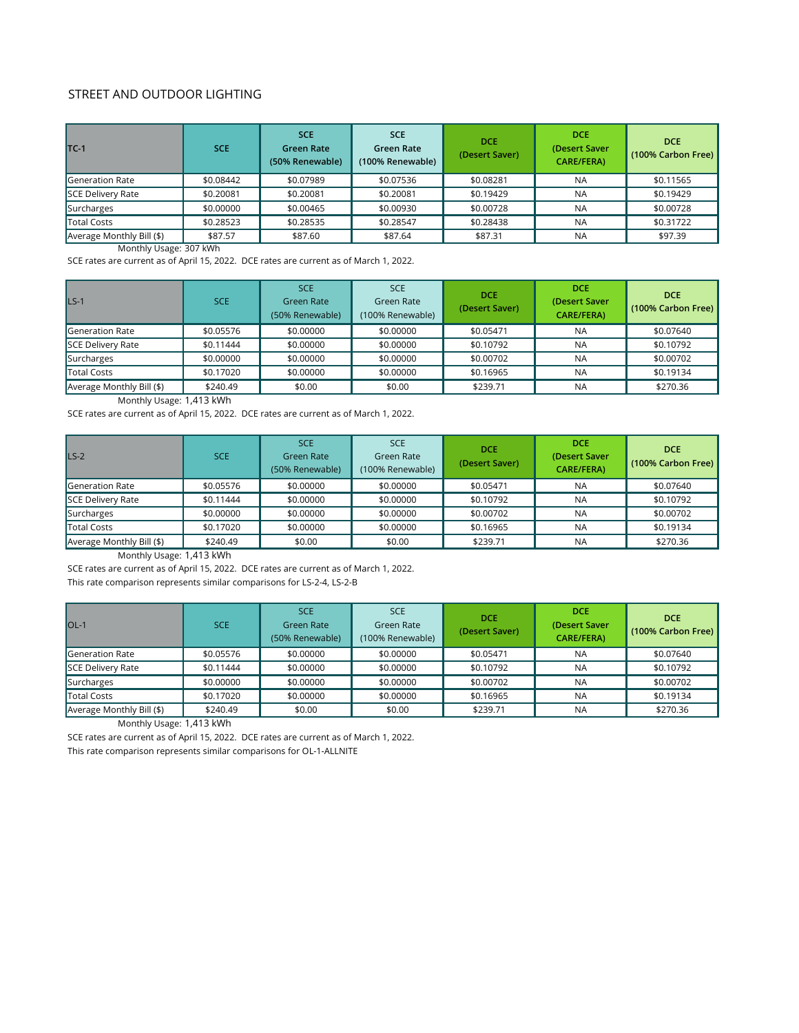## STREET AND OUTDOOR LIGHTING

| TC-1 | SCE | SCE Green Rate (50% Renewable) | SCE Green Rate (100% Renewable) | DCE (Desert Saver) | DCE (Desert Saver CARE/FERA) | DCE (100% Carbon Free) |
|---|---|---|---|---|---|---|
| Generation Rate | $0.08442 | $0.07989 | $0.07536 | $0.08281 | NA | $0.11565 |
| SCE Delivery Rate | $0.20081 | $0.20081 | $0.20081 | $0.19429 | NA | $0.19429 |
| Surcharges | $0.00000 | $0.00465 | $0.00930 | $0.00728 | NA | $0.00728 |
| Total Costs | $0.28523 | $0.28535 | $0.28547 | $0.28438 | NA | $0.31722 |
| Average Monthly Bill ($) | $87.57 | $87.60 | $87.64 | $87.31 | NA | $97.39 |

Monthly Usage: 307 kWh

SCE rates are current as of April 15, 2022. DCE rates are current as of March 1, 2022.

| LS-1 | SCE | SCE Green Rate (50% Renewable) | SCE Green Rate (100% Renewable) | DCE (Desert Saver) | DCE (Desert Saver CARE/FERA) | DCE (100% Carbon Free) |
|---|---|---|---|---|---|---|
| Generation Rate | $0.05576 | $0.00000 | $0.00000 | $0.05471 | NA | $0.07640 |
| SCE Delivery Rate | $0.11444 | $0.00000 | $0.00000 | $0.10792 | NA | $0.10792 |
| Surcharges | $0.00000 | $0.00000 | $0.00000 | $0.00702 | NA | $0.00702 |
| Total Costs | $0.17020 | $0.00000 | $0.00000 | $0.16965 | NA | $0.19134 |
| Average Monthly Bill ($) | $240.49 | $0.00 | $0.00 | $239.71 | NA | $270.36 |

Monthly Usage: 1,413 kWh

SCE rates are current as of April 15, 2022. DCE rates are current as of March 1, 2022.

| LS-2 | SCE | SCE Green Rate (50% Renewable) | SCE Green Rate (100% Renewable) | DCE (Desert Saver) | DCE (Desert Saver CARE/FERA) | DCE (100% Carbon Free) |
|---|---|---|---|---|---|---|
| Generation Rate | $0.05576 | $0.00000 | $0.00000 | $0.05471 | NA | $0.07640 |
| SCE Delivery Rate | $0.11444 | $0.00000 | $0.00000 | $0.10792 | NA | $0.10792 |
| Surcharges | $0.00000 | $0.00000 | $0.00000 | $0.00702 | NA | $0.00702 |
| Total Costs | $0.17020 | $0.00000 | $0.00000 | $0.16965 | NA | $0.19134 |
| Average Monthly Bill ($) | $240.49 | $0.00 | $0.00 | $239.71 | NA | $270.36 |

Monthly Usage: 1,413 kWh

SCE rates are current as of April 15, 2022. DCE rates are current as of March 1, 2022.

This rate comparison represents similar comparisons for LS-2-4, LS-2-B

| OL-1 | SCE | SCE Green Rate (50% Renewable) | SCE Green Rate (100% Renewable) | DCE (Desert Saver) | DCE (Desert Saver CARE/FERA) | DCE (100% Carbon Free) |
|---|---|---|---|---|---|---|
| Generation Rate | $0.05576 | $0.00000 | $0.00000 | $0.05471 | NA | $0.07640 |
| SCE Delivery Rate | $0.11444 | $0.00000 | $0.00000 | $0.10792 | NA | $0.10792 |
| Surcharges | $0.00000 | $0.00000 | $0.00000 | $0.00702 | NA | $0.00702 |
| Total Costs | $0.17020 | $0.00000 | $0.00000 | $0.16965 | NA | $0.19134 |
| Average Monthly Bill ($) | $240.49 | $0.00 | $0.00 | $239.71 | NA | $270.36 |

Monthly Usage: 1,413 kWh

SCE rates are current as of April 15, 2022. DCE rates are current as of March 1, 2022.

This rate comparison represents similar comparisons for OL-1-ALLNITE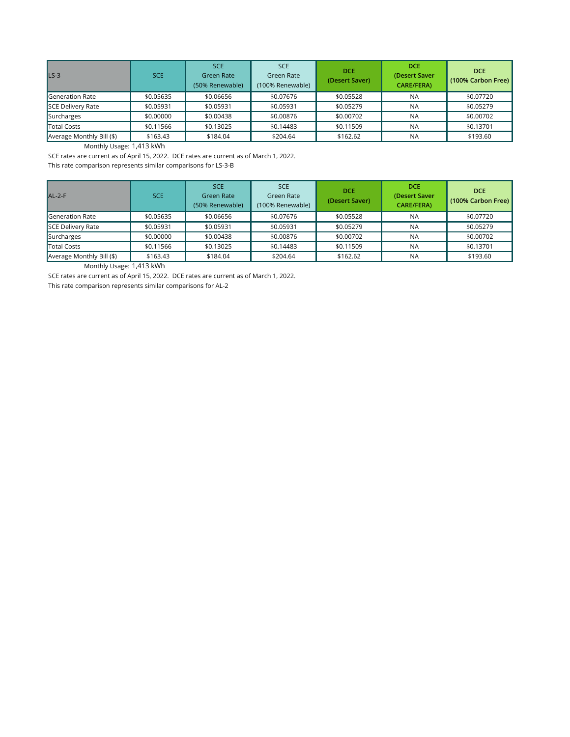| LS-3 | SCE | SCE Green Rate (50% Renewable) | SCE Green Rate (100% Renewable) | **DCE (Desert Saver)** | **DCE (Desert Saver CARE/FERA)** | **DCE (100% Carbon Free)** |
| --- | --- | --- | --- | --- | --- | --- |
| Generation Rate | $0.05635 | $0.06656 | $0.07676 | $0.05528 | NA | $0.07720 |
| SCE Delivery Rate | $0.05931 | $0.05931 | $0.05931 | $0.05279 | NA | $0.05279 |
| Surcharges | $0.00000 | $0.00438 | $0.00876 | $0.00702 | NA | $0.00702 |
| Total Costs | $0.11566 | $0.13025 | $0.14483 | $0.11509 | NA | $0.13701 |
| Average Monthly Bill ($) | $163.43 | $184.04 | $204.64 | $162.62 | NA | $193.60 |

Monthly Usage: 1,413 kWh

SCE rates are current as of April 15, 2022. DCE rates are current as of March 1, 2022.

This rate comparison represents similar comparisons for LS-3-B

| AL-2-F | SCE | SCE Green Rate (50% Renewable) | SCE Green Rate (100% Renewable) | **DCE (Desert Saver)** | **DCE (Desert Saver CARE/FERA)** | **DCE (100% Carbon Free)** |
| --- | --- | --- | --- | --- | --- | --- |
| Generation Rate | $0.05635 | $0.06656 | $0.07676 | $0.05528 | NA | $0.07720 |
| SCE Delivery Rate | $0.05931 | $0.05931 | $0.05931 | $0.05279 | NA | $0.05279 |
| Surcharges | $0.00000 | $0.00438 | $0.00876 | $0.00702 | NA | $0.00702 |
| Total Costs | $0.11566 | $0.13025 | $0.14483 | $0.11509 | NA | $0.13701 |
| Average Monthly Bill ($) | $163.43 | $184.04 | $204.64 | $162.62 | NA | $193.60 |

Monthly Usage: 1,413 kWh

SCE rates are current as of April 15, 2022. DCE rates are current as of March 1, 2022.

This rate comparison represents similar comparisons for AL-2